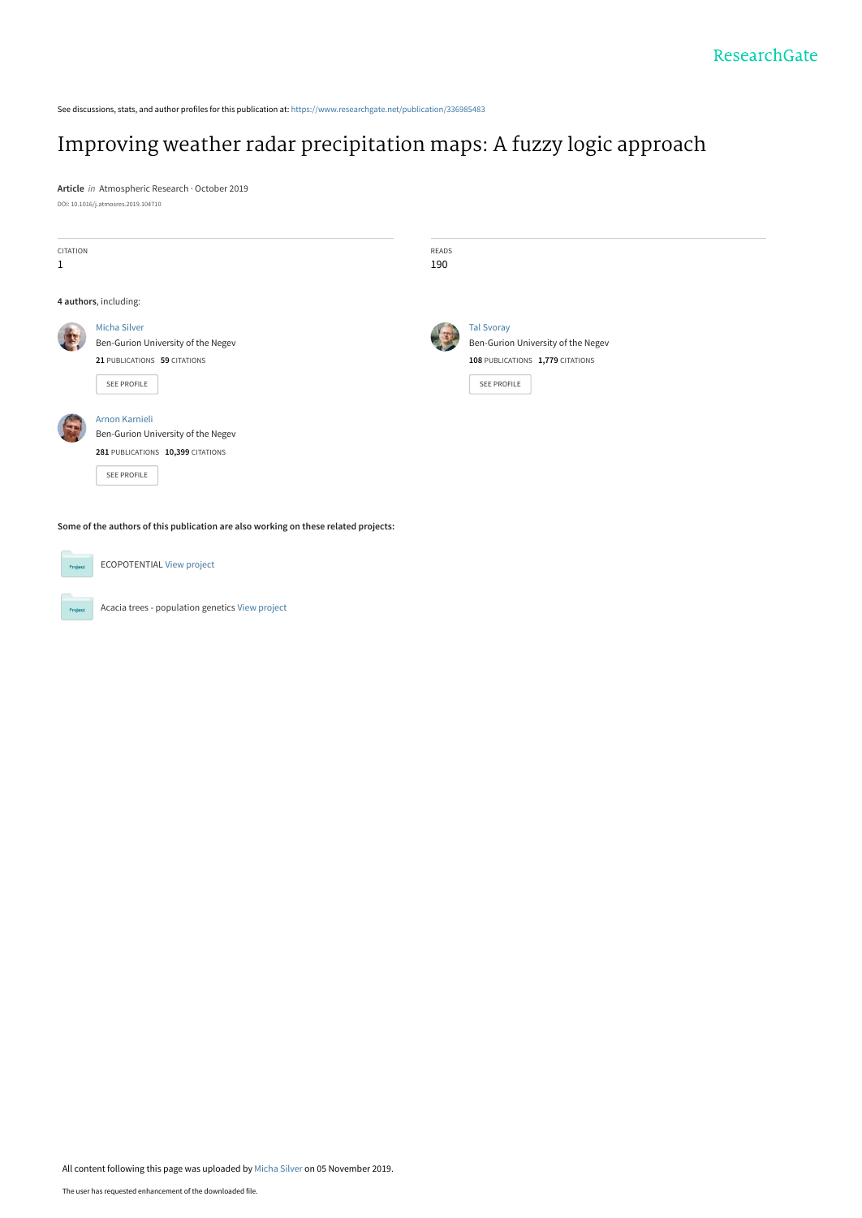ResearchGate

See discussions, stats, and author profiles for this publication at: https://www.researchgate.net/publication/336985483

# Improving weather radar precipitation maps: A fuzzy logic approach

**Article** *in* Atmospheric Research · October 2019

DOI: 10.1016/j.atmosres.2019.104710

| CITATION | READS |
| --- | --- |
| 1 | 190 |

**4 authors**, including:

Micha Silver
Ben-Gurion University of the Negev
**21** PUBLICATIONS **59** CITATIONS
SEE PROFILE

Tal Svoray
Ben-Gurion University of the Negev
**108** PUBLICATIONS **1,779** CITATIONS
SEE PROFILE

Arnon Karnieli
Ben-Gurion University of the Negev
**281** PUBLICATIONS **10,399** CITATIONS
SEE PROFILE

**Some of the authors of this publication are also working on these related projects:**

ECOPOTENTIAL View project

Acacia trees - population genetics View project

All content following this page was uploaded by Micha Silver on 05 November 2019.

The user has requested enhancement of the downloaded file.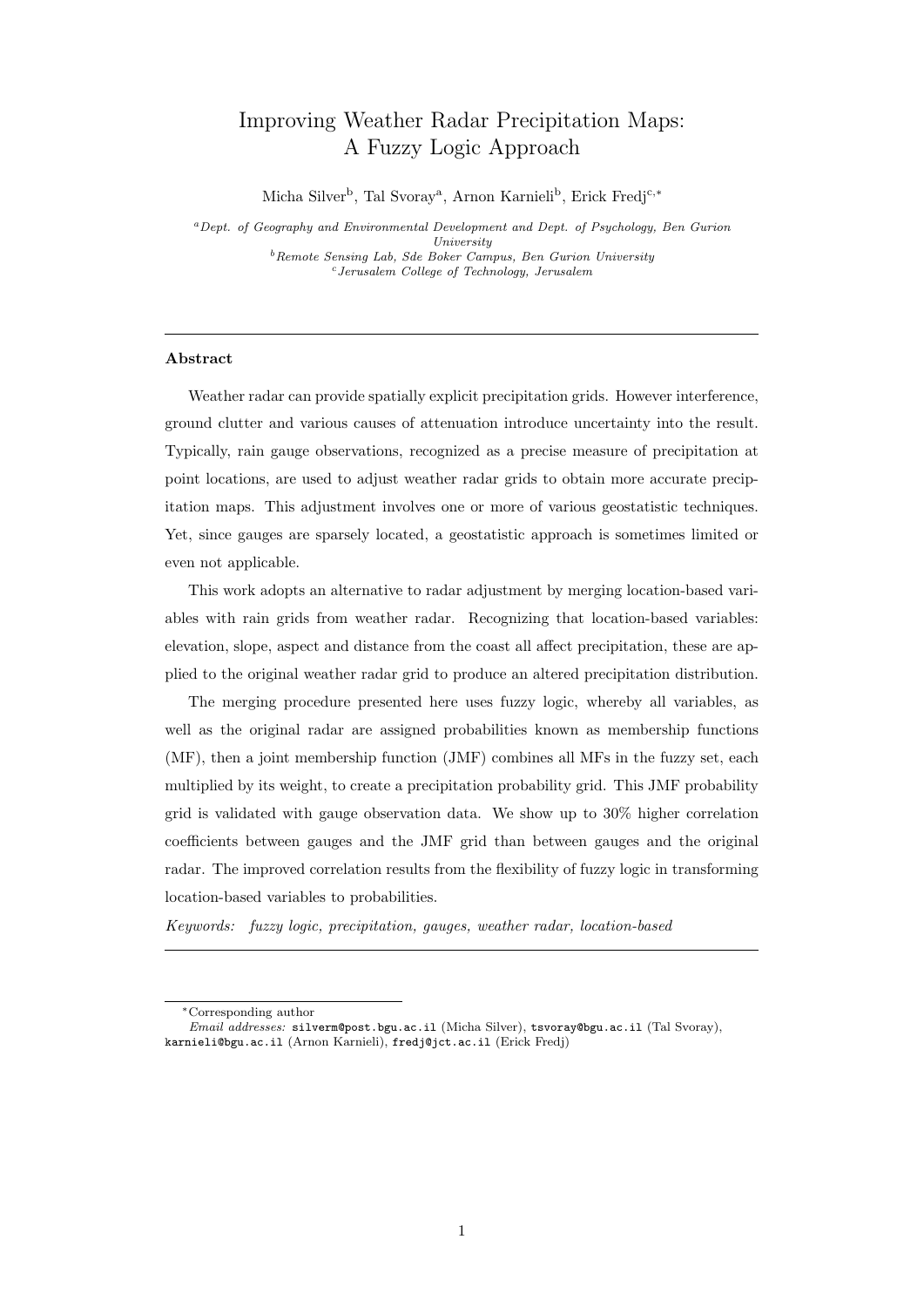# Improving Weather Radar Precipitation Maps: A Fuzzy Logic Approach

Micha Silver[b], Tal Svoray[a], Arnon Karnieli[b], Erick Fredj[c,*]

[a]*Dept. of Geography and Environmental Development and Dept. of Psychology, Ben Gurion University*
[b]*Remote Sensing Lab, Sde Boker Campus, Ben Gurion University*
[c]*Jerusalem College of Technology, Jerusalem*

---

**Abstract**

Weather radar can provide spatially explicit precipitation grids. However interference, ground clutter and various causes of attenuation introduce uncertainty into the result. Typically, rain gauge observations, recognized as a precise measure of precipitation at point locations, are used to adjust weather radar grids to obtain more accurate precipitation maps. This adjustment involves one or more of various geostatistic techniques. Yet, since gauges are sparsely located, a geostatistic approach is sometimes limited or even not applicable.

This work adopts an alternative to radar adjustment by merging location-based variables with rain grids from weather radar. Recognizing that location-based variables: elevation, slope, aspect and distance from the coast all affect precipitation, these are applied to the original weather radar grid to produce an altered precipitation distribution.

The merging procedure presented here uses fuzzy logic, whereby all variables, as well as the original radar are assigned probabilities known as membership functions (MF), then a joint membership function (JMF) combines all MFs in the fuzzy set, each multiplied by its weight, to create a precipitation probability grid. This JMF probability grid is validated with gauge observation data. We show up to 30% higher correlation coefficients between gauges and the JMF grid than between gauges and the original radar. The improved correlation results from the flexibility of fuzzy logic in transforming location-based variables to probabilities.

*Keywords:* *fuzzy logic, precipitation, gauges, weather radar, location-based*

---

*Corresponding author

*Email addresses:* silverm@post.bgu.ac.il (Micha Silver), tsvoray@bgu.ac.il (Tal Svoray), karnieli@bgu.ac.il (Arnon Karnieli), fredj@jct.ac.il (Erick Fredj)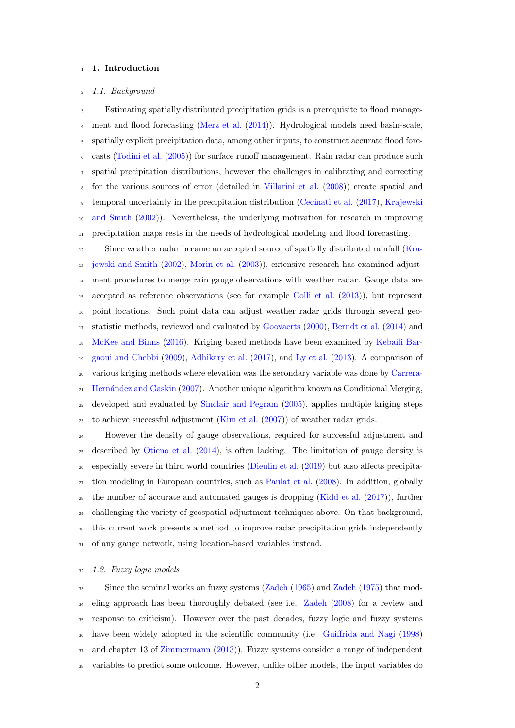# 1. Introduction

## 1.1. Background

Estimating spatially distributed precipitation grids is a prerequisite to flood management and flood forecasting (Merz et al. (2014)). Hydrological models need basin-scale, spatially explicit precipitation data, among other inputs, to construct accurate flood forecasts (Todini et al. (2005)) for surface runoff management. Rain radar can produce such spatial precipitation distributions, however the challenges in calibrating and correcting for the various sources of error (detailed in Villarini et al. (2008)) create spatial and temporal uncertainty in the precipitation distribution (Cecinati et al. (2017), Krajewski and Smith (2002)). Nevertheless, the underlying motivation for research in improving precipitation maps rests in the needs of hydrological modeling and flood forecasting.

Since weather radar became an accepted source of spatially distributed rainfall (Krajewski and Smith (2002), Morin et al. (2003)), extensive research has examined adjustment procedures to merge rain gauge observations with weather radar. Gauge data are accepted as reference observations (see for example Colli et al. (2013)), but represent point locations. Such point data can adjust weather radar grids through several geostatistic methods, reviewed and evaluated by Goovaerts (2000), Berndt et al. (2014) and McKee and Binns (2016). Kriging based methods have been examined by Kebaili Bargaoui and Chebbi (2009), Adhikary et al. (2017), and Ly et al. (2013). A comparison of various kriging methods where elevation was the secondary variable was done by Carrera-Hernández and Gaskin (2007). Another unique algorithm known as Conditional Merging, developed and evaluated by Sinclair and Pegram (2005), applies multiple kriging steps to achieve successful adjustment (Kim et al. (2007)) of weather radar grids.

However the density of gauge observations, required for successful adjustment and described by Otieno et al. (2014), is often lacking. The limitation of gauge density is especially severe in third world countries (Dieulin et al. (2019) but also affects precipitation modeling in European countries, such as Paulat et al. (2008). In addition, globally the number of accurate and automated gauges is dropping (Kidd et al. (2017)), further challenging the variety of geospatial adjustment techniques above. On that background, this current work presents a method to improve radar precipitation grids independently of any gauge network, using location-based variables instead.

## 1.2. Fuzzy logic models

Since the seminal works on fuzzy systems (Zadeh (1965) and Zadeh (1975) that modeling approach has been thoroughly debated (see i.e. Zadeh (2008) for a review and response to criticism). However over the past decades, fuzzy logic and fuzzy systems have been widely adopted in the scientific community (i.e. Guiffrida and Nagi (1998) and chapter 13 of Zimmermann (2013)). Fuzzy systems consider a range of independent variables to predict some outcome. However, unlike other models, the input variables do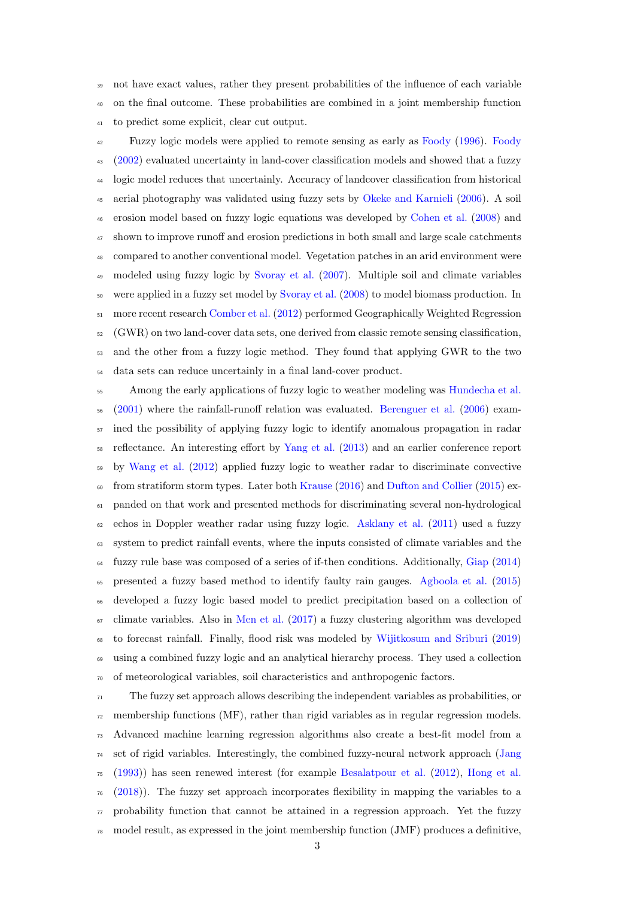not have exact values, rather they present probabilities of the influence of each variable on the final outcome. These probabilities are combined in a joint membership function to predict some explicit, clear cut output.

Fuzzy logic models were applied to remote sensing as early as Foody (1996). Foody (2002) evaluated uncertainty in land-cover classification models and showed that a fuzzy logic model reduces that uncertainly. Accuracy of landcover classification from historical aerial photography was validated using fuzzy sets by Okeke and Karnieli (2006). A soil erosion model based on fuzzy logic equations was developed by Cohen et al. (2008) and shown to improve runoff and erosion predictions in both small and large scale catchments compared to another conventional model. Vegetation patches in an arid environment were modeled using fuzzy logic by Svoray et al. (2007). Multiple soil and climate variables were applied in a fuzzy set model by Svoray et al. (2008) to model biomass production. In more recent research Comber et al. (2012) performed Geographically Weighted Regression (GWR) on two land-cover data sets, one derived from classic remote sensing classification, and the other from a fuzzy logic method. They found that applying GWR to the two data sets can reduce uncertainly in a final land-cover product.

Among the early applications of fuzzy logic to weather modeling was Hundecha et al. (2001) where the rainfall-runoff relation was evaluated. Berenguer et al. (2006) examined the possibility of applying fuzzy logic to identify anomalous propagation in radar reflectance. An interesting effort by Yang et al. (2013) and an earlier conference report by Wang et al. (2012) applied fuzzy logic to weather radar to discriminate convective from stratiform storm types. Later both Krause (2016) and Dufton and Collier (2015) expanded on that work and presented methods for discriminating several non-hydrological echos in Doppler weather radar using fuzzy logic. Asklany et al. (2011) used a fuzzy system to predict rainfall events, where the inputs consisted of climate variables and the fuzzy rule base was composed of a series of if-then conditions. Additionally, Giap (2014) presented a fuzzy based method to identify faulty rain gauges. Agboola et al. (2015) developed a fuzzy logic based model to predict precipitation based on a collection of climate variables. Also in Men et al. (2017) a fuzzy clustering algorithm was developed to forecast rainfall. Finally, flood risk was modeled by Wijitkosum and Sriburi (2019) using a combined fuzzy logic and an analytical hierarchy process. They used a collection of meteorological variables, soil characteristics and anthropogenic factors.

The fuzzy set approach allows describing the independent variables as probabilities, or membership functions (MF), rather than rigid variables as in regular regression models. Advanced machine learning regression algorithms also create a best-fit model from a set of rigid variables. Interestingly, the combined fuzzy-neural network approach (Jang (1993)) has seen renewed interest (for example Besalatpour et al. (2012), Hong et al. (2018)). The fuzzy set approach incorporates flexibility in mapping the variables to a probability function that cannot be attained in a regression approach. Yet the fuzzy model result, as expressed in the joint membership function (JMF) produces a definitive,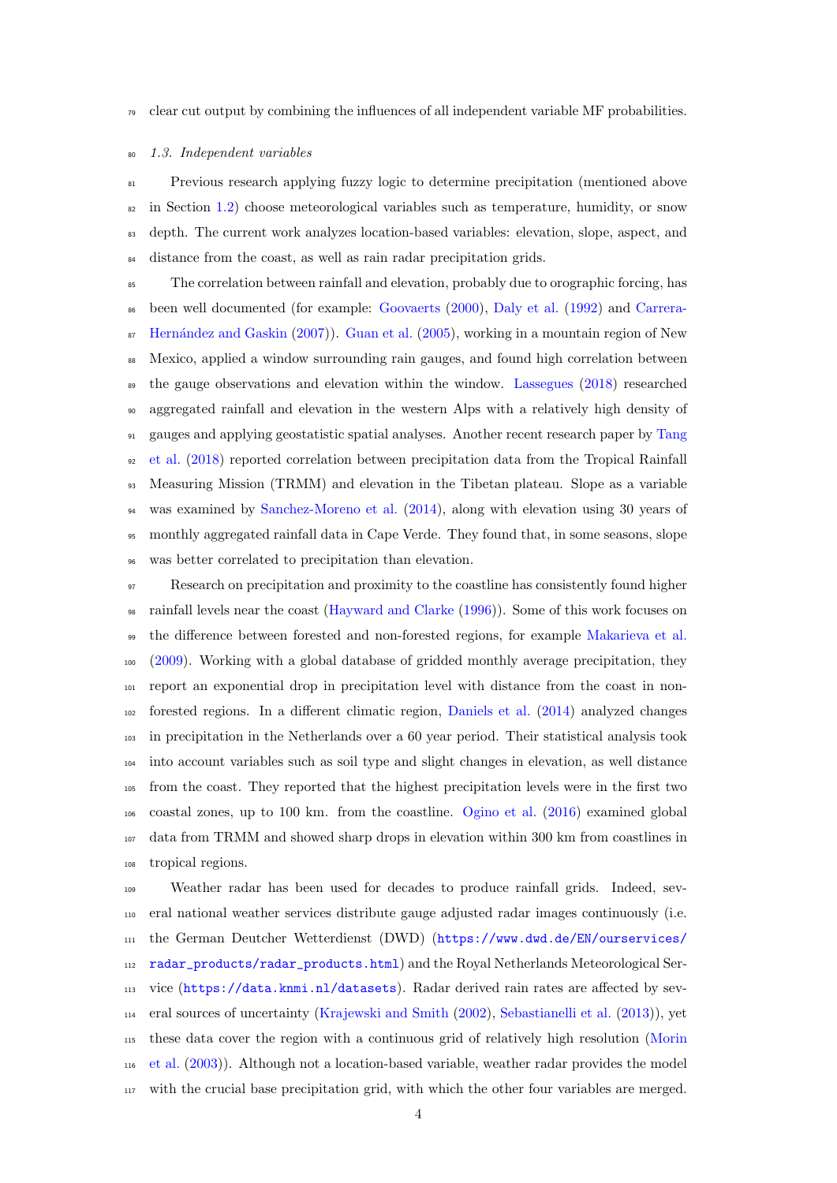clear cut output by combining the influences of all independent variable MF probabilities.

### 1.3. Independent variables

Previous research applying fuzzy logic to determine precipitation (mentioned above in Section 1.2) choose meteorological variables such as temperature, humidity, or snow depth. The current work analyzes location-based variables: elevation, slope, aspect, and distance from the coast, as well as rain radar precipitation grids.

The correlation between rainfall and elevation, probably due to orographic forcing, has been well documented (for example: Goovaerts (2000), Daly et al. (1992) and Carrera-Hernández and Gaskin (2007)). Guan et al. (2005), working in a mountain region of New Mexico, applied a window surrounding rain gauges, and found high correlation between the gauge observations and elevation within the window. Lassegues (2018) researched aggregated rainfall and elevation in the western Alps with a relatively high density of gauges and applying geostatistic spatial analyses. Another recent research paper by Tang et al. (2018) reported correlation between precipitation data from the Tropical Rainfall Measuring Mission (TRMM) and elevation in the Tibetan plateau. Slope as a variable was examined by Sanchez-Moreno et al. (2014), along with elevation using 30 years of monthly aggregated rainfall data in Cape Verde. They found that, in some seasons, slope was better correlated to precipitation than elevation.

Research on precipitation and proximity to the coastline has consistently found higher rainfall levels near the coast (Hayward and Clarke (1996)). Some of this work focuses on the difference between forested and non-forested regions, for example Makarieva et al. (2009). Working with a global database of gridded monthly average precipitation, they report an exponential drop in precipitation level with distance from the coast in non-forested regions. In a different climatic region, Daniels et al. (2014) analyzed changes in precipitation in the Netherlands over a 60 year period. Their statistical analysis took into account variables such as soil type and slight changes in elevation, as well distance from the coast. They reported that the highest precipitation levels were in the first two coastal zones, up to 100 km. from the coastline. Ogino et al. (2016) examined global data from TRMM and showed sharp drops in elevation within 300 km from coastlines in tropical regions.

Weather radar has been used for decades to produce rainfall grids. Indeed, several national weather services distribute gauge adjusted radar images continuously (i.e. the German Deutcher Wetterdienst (DWD) (https://www.dwd.de/EN/ourservices/radar_products/radar_products.html) and the Royal Netherlands Meteorological Service (https://data.knmi.nl/datasets). Radar derived rain rates are affected by several sources of uncertainty (Krajewski and Smith (2002), Sebastianelli et al. (2013)), yet these data cover the region with a continuous grid of relatively high resolution (Morin et al. (2003)). Although not a location-based variable, weather radar provides the model with the crucial base precipitation grid, with which the other four variables are merged.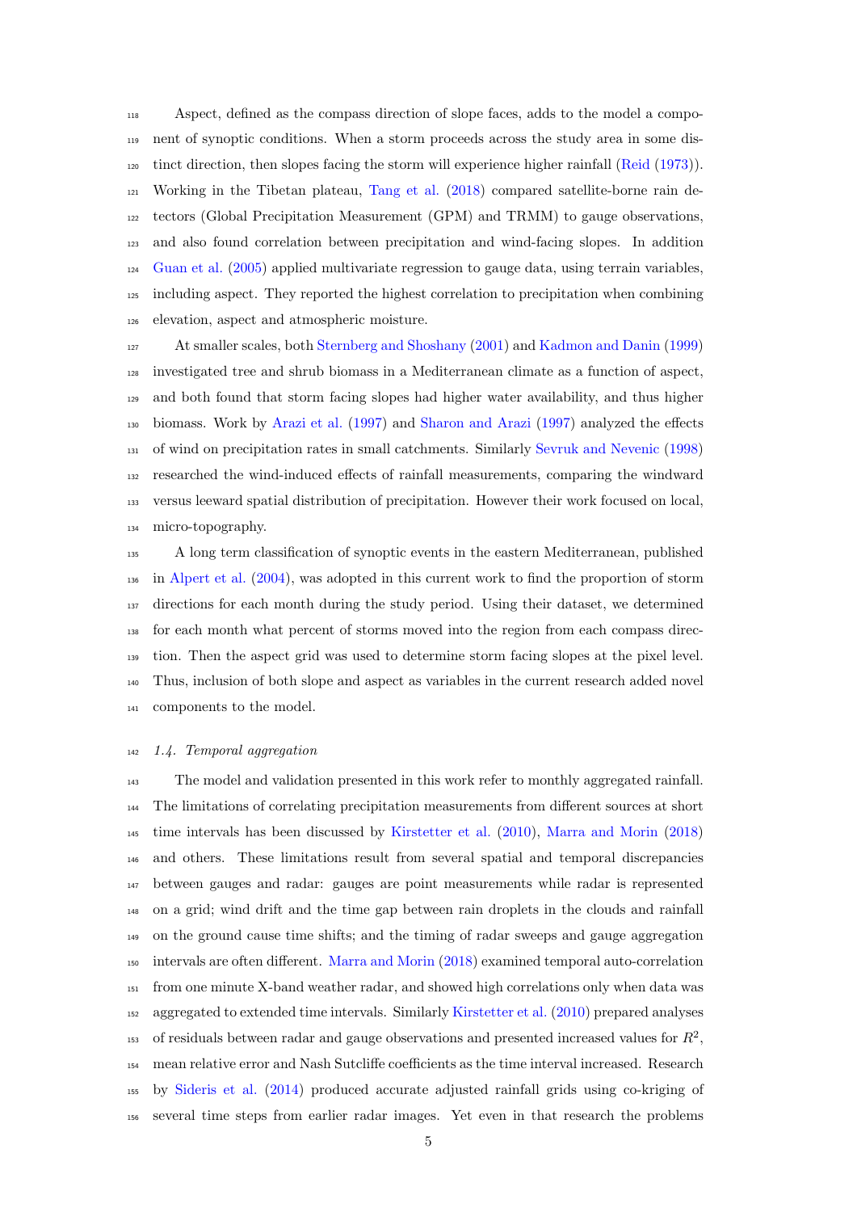Aspect, defined as the compass direction of slope faces, adds to the model a component of synoptic conditions. When a storm proceeds across the study area in some distinct direction, then slopes facing the storm will experience higher rainfall (Reid (1973)). Working in the Tibetan plateau, Tang et al. (2018) compared satellite-borne rain detectors (Global Precipitation Measurement (GPM) and TRMM) to gauge observations, and also found correlation between precipitation and wind-facing slopes. In addition Guan et al. (2005) applied multivariate regression to gauge data, using terrain variables, including aspect. They reported the highest correlation to precipitation when combining elevation, aspect and atmospheric moisture.

At smaller scales, both Sternberg and Shoshany (2001) and Kadmon and Danin (1999) investigated tree and shrub biomass in a Mediterranean climate as a function of aspect, and both found that storm facing slopes had higher water availability, and thus higher biomass. Work by Arazi et al. (1997) and Sharon and Arazi (1997) analyzed the effects of wind on precipitation rates in small catchments. Similarly Sevruk and Nevenic (1998) researched the wind-induced effects of rainfall measurements, comparing the windward versus leeward spatial distribution of precipitation. However their work focused on local, micro-topography.

A long term classification of synoptic events in the eastern Mediterranean, published in Alpert et al. (2004), was adopted in this current work to find the proportion of storm directions for each month during the study period. Using their dataset, we determined for each month what percent of storms moved into the region from each compass direction. Then the aspect grid was used to determine storm facing slopes at the pixel level. Thus, inclusion of both slope and aspect as variables in the current research added novel components to the model.

### *1.4. Temporal aggregation*

The model and validation presented in this work refer to monthly aggregated rainfall. The limitations of correlating precipitation measurements from different sources at short time intervals has been discussed by Kirstetter et al. (2010), Marra and Morin (2018) and others. These limitations result from several spatial and temporal discrepancies between gauges and radar: gauges are point measurements while radar is represented on a grid; wind drift and the time gap between rain droplets in the clouds and rainfall on the ground cause time shifts; and the timing of radar sweeps and gauge aggregation intervals are often different. Marra and Morin (2018) examined temporal auto-correlation from one minute X-band weather radar, and showed high correlations only when data was aggregated to extended time intervals. Similarly Kirstetter et al. (2010) prepared analyses of residuals between radar and gauge observations and presented increased values for $R^2$, mean relative error and Nash Sutcliffe coefficients as the time interval increased. Research by Sideris et al. (2014) produced accurate adjusted rainfall grids using co-kriging of several time steps from earlier radar images. Yet even in that research the problems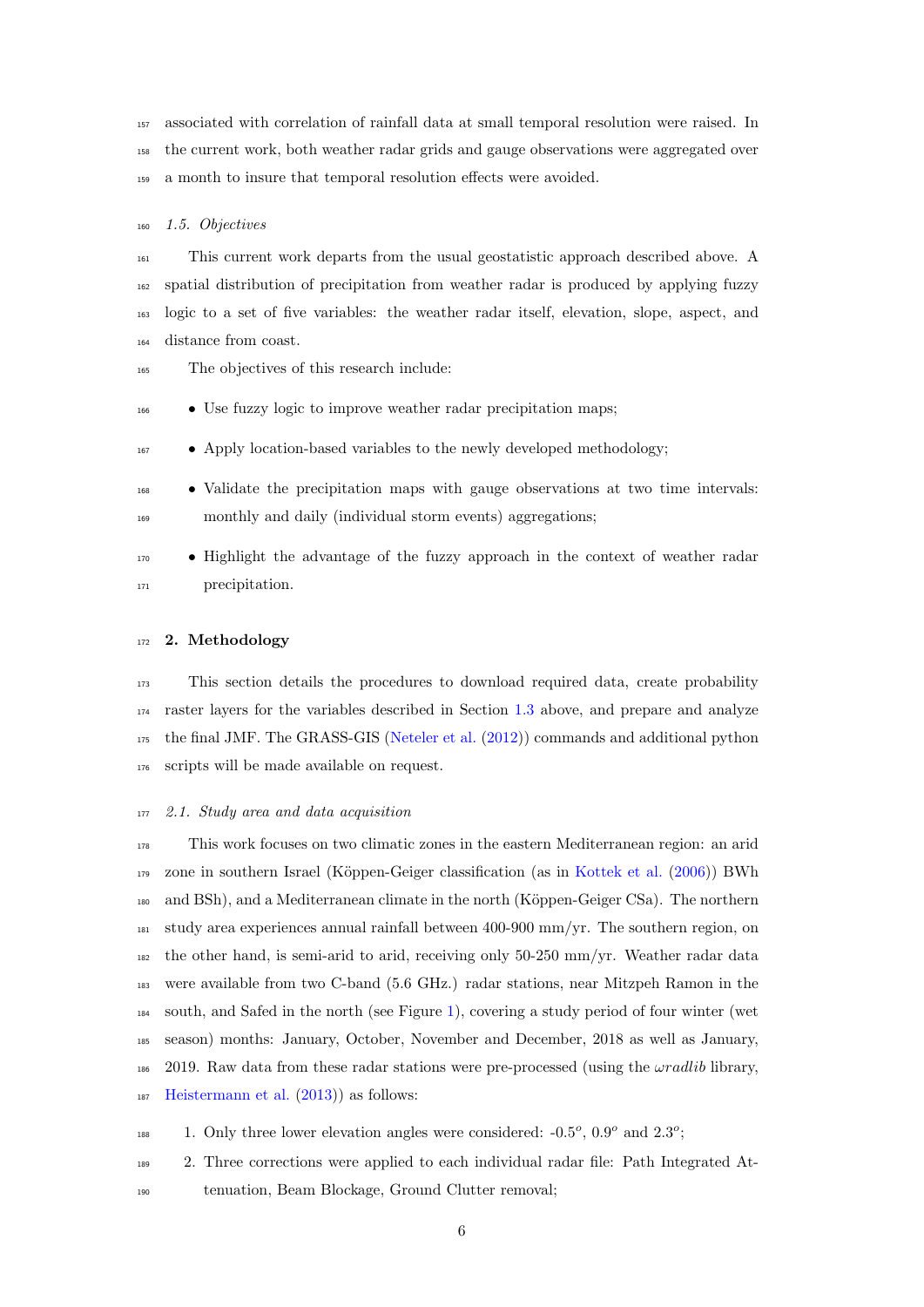associated with correlation of rainfall data at small temporal resolution were raised. In the current work, both weather radar grids and gauge observations were aggregated over a month to insure that temporal resolution effects were avoided.

### *1.5. Objectives*

This current work departs from the usual geostatistic approach described above. A spatial distribution of precipitation from weather radar is produced by applying fuzzy logic to a set of five variables: the weather radar itself, elevation, slope, aspect, and distance from coast.

The objectives of this research include:

- Use fuzzy logic to improve weather radar precipitation maps;
- Apply location-based variables to the newly developed methodology;
- Validate the precipitation maps with gauge observations at two time intervals: monthly and daily (individual storm events) aggregations;
- Highlight the advantage of the fuzzy approach in the context of weather radar precipitation.

## 2. Methodology

This section details the procedures to download required data, create probability raster layers for the variables described in Section 1.3 above, and prepare and analyze the final JMF. The GRASS-GIS (Neteler et al. (2012)) commands and additional python scripts will be made available on request.

### *2.1. Study area and data acquisition*

This work focuses on two climatic zones in the eastern Mediterranean region: an arid zone in southern Israel (Köppen-Geiger classification (as in Kottek et al. (2006)) BWh and BSh), and a Mediterranean climate in the north (Köppen-Geiger CSa). The northern study area experiences annual rainfall between 400-900 mm/yr. The southern region, on the other hand, is semi-arid to arid, receiving only 50-250 mm/yr. Weather radar data were available from two C-band (5.6 GHz.) radar stations, near Mitzpeh Ramon in the south, and Safed in the north (see Figure 1), covering a study period of four winter (wet season) months: January, October, November and December, 2018 as well as January, 2019. Raw data from these radar stations were pre-processed (using the *ωradlib* library, Heistermann et al. (2013)) as follows:

1. Only three lower elevation angles were considered: -0.5$^o$, 0.9$^o$ and 2.3$^o$;
2. Three corrections were applied to each individual radar file: Path Integrated Attenuation, Beam Blockage, Ground Clutter removal;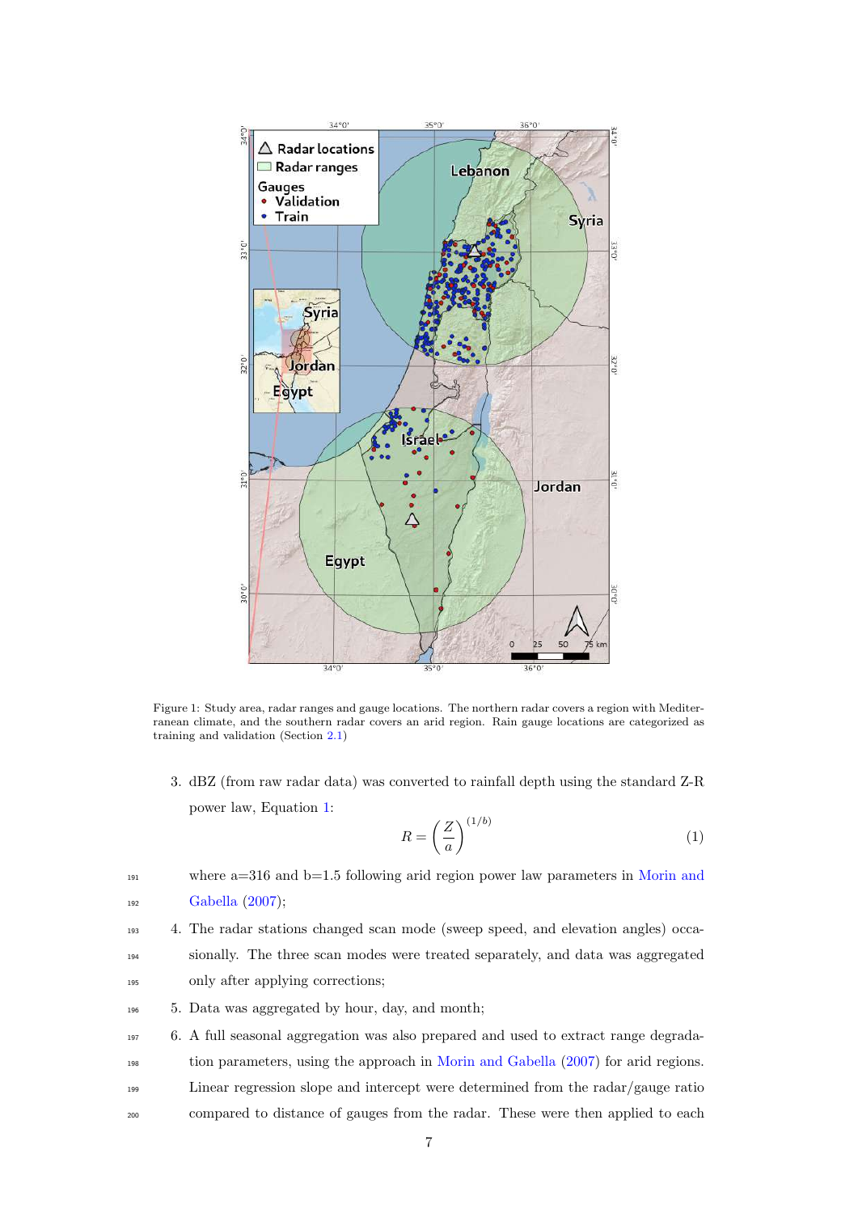Figure 1: Study area, radar ranges and gauge locations. The northern radar covers a region with Mediterranean climate, and the southern radar covers an arid region. Rain gauge locations are categorized as training and validation (Section 2.1)

3. dBZ (from raw radar data) was converted to rainfall depth using the standard Z-R power law, Equation 1:

$$R = \left(\frac{Z}{a}\right)^{(1/b)} \tag{1}$$

   where a=316 and b=1.5 following arid region power law parameters in Morin and Gabella (2007);

4. The radar stations changed scan mode (sweep speed, and elevation angles) occasionally. The three scan modes were treated separately, and data was aggregated only after applying corrections;
5. Data was aggregated by hour, day, and month;
6. A full seasonal aggregation was also prepared and used to extract range degradation parameters, using the approach in Morin and Gabella (2007) for arid regions. Linear regression slope and intercept were determined from the radar/gauge ratio compared to distance of gauges from the radar. These were then applied to each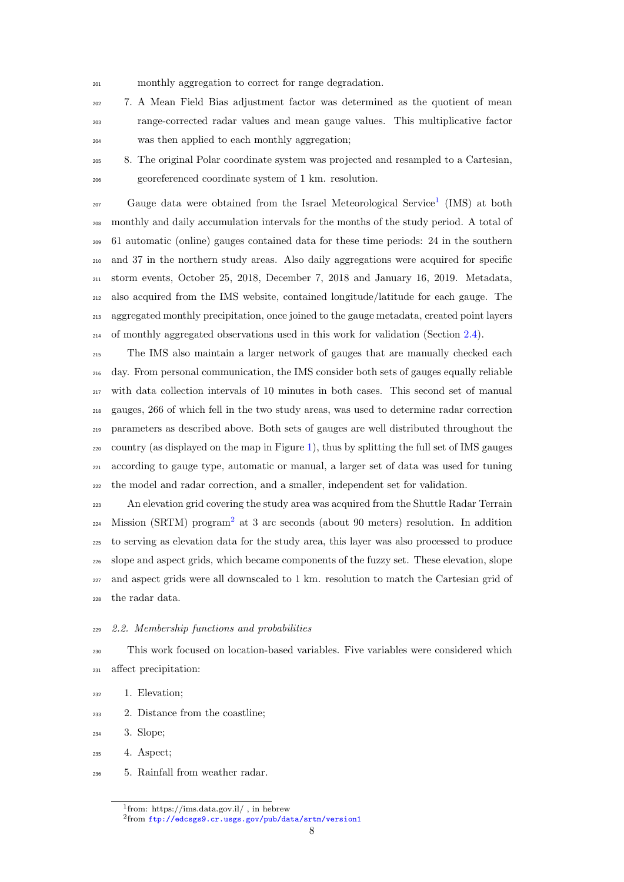monthly aggregation to correct for range degradation.

7. A Mean Field Bias adjustment factor was determined as the quotient of mean range-corrected radar values and mean gauge values. This multiplicative factor was then applied to each monthly aggregation;
8. The original Polar coordinate system was projected and resampled to a Cartesian, georeferenced coordinate system of 1 km. resolution.

Gauge data were obtained from the Israel Meteorological Service[1] (IMS) at both monthly and daily accumulation intervals for the months of the study period. A total of 61 automatic (online) gauges contained data for these time periods: 24 in the southern and 37 in the northern study areas. Also daily aggregations were acquired for specific storm events, October 25, 2018, December 7, 2018 and January 16, 2019. Metadata, also acquired from the IMS website, contained longitude/latitude for each gauge. The aggregated monthly precipitation, once joined to the gauge metadata, created point layers of monthly aggregated observations used in this work for validation (Section 2.4).

The IMS also maintain a larger network of gauges that are manually checked each day. From personal communication, the IMS consider both sets of gauges equally reliable with data collection intervals of 10 minutes in both cases. This second set of manual gauges, 266 of which fell in the two study areas, was used to determine radar correction parameters as described above. Both sets of gauges are well distributed throughout the country (as displayed on the map in Figure 1), thus by splitting the full set of IMS gauges according to gauge type, automatic or manual, a larger set of data was used for tuning the model and radar correction, and a smaller, independent set for validation.

An elevation grid covering the study area was acquired from the Shuttle Radar Terrain Mission (SRTM) program[2] at 3 arc seconds (about 90 meters) resolution. In addition to serving as elevation data for the study area, this layer was also processed to produce slope and aspect grids, which became components of the fuzzy set. These elevation, slope and aspect grids were all downscaled to 1 km. resolution to match the Cartesian grid of the radar data.

### 2.2. Membership functions and probabilities

This work focused on location-based variables. Five variables were considered which affect precipitation:

1. Elevation;
2. Distance from the coastline;
3. Slope;
4. Aspect;
5. Rainfall from weather radar.

[1] from: https://ims.data.gov.il/ , in hebrew

[2] from ftp://edcsgs9.cr.usgs.gov/pub/data/srtm/version1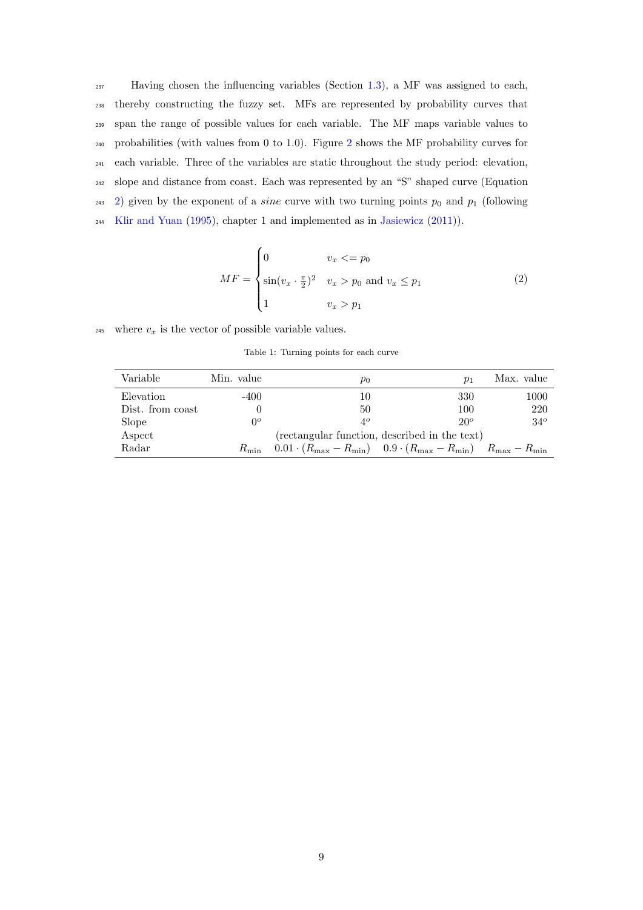Having chosen the influencing variables (Section 1.3), a MF was assigned to each, thereby constructing the fuzzy set. MFs are represented by probability curves that span the range of possible values for each variable. The MF maps variable values to probabilities (with values from 0 to 1.0). Figure 2 shows the MF probability curves for each variable. Three of the variables are static throughout the study period: elevation, slope and distance from coast. Each was represented by an "S" shaped curve (Equation 2) given by the exponent of a *sine* curve with two turning points $p_0$ and $p_1$ (following Klir and Yuan (1995), chapter 1 and implemented as in Jasiewicz (2011)).

$$MF = \begin{cases} 0 & v_x <= p_0 \\ \sin(v_x \cdot \frac{\pi}{2})^2 & v_x > p_0 \text{ and } v_x \leq p_1 \\ 1 & v_x > p_1 \end{cases} \tag{2}$$

where $v_x$ is the vector of possible variable values.

Table 1: Turning points for each curve

| Variable | Min. value | $p_0$ | $p_1$ | Max. value |
|---|---|---|---|---|
| Elevation | -400 | 10 | 330 | 1000 |
| Dist. from coast | 0 | 50 | 100 | 220 |
| Slope | $0^o$ | $4^o$ | $20^o$ | $34^o$ |
| Aspect | | (rectangular function, described in the text) | | |
| Radar | $R_{\min}$ | $0.01 \cdot (R_{\max} - R_{\min})$ | $0.9 \cdot (R_{\max} - R_{\min})$ | $R_{\max} - R_{\min}$ |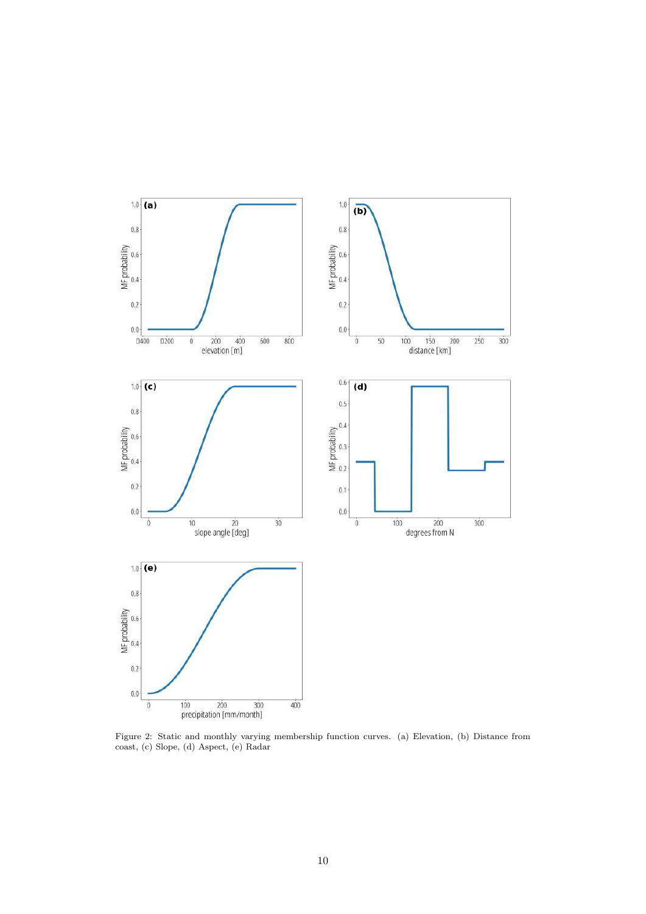Figure 2: Static and monthly varying membership function curves. (a) Elevation, (b) Distance from coast, (c) Slope, (d) Aspect, (e) Radar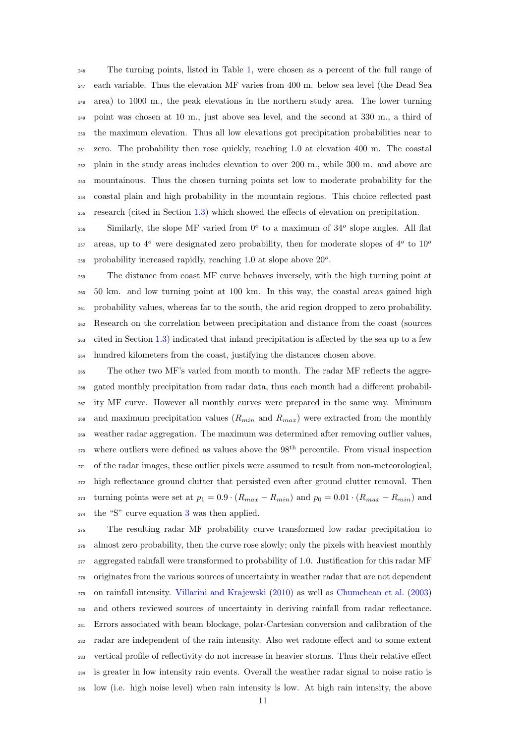The turning points, listed in Table 1, were chosen as a percent of the full range of each variable. Thus the elevation MF varies from 400 m. below sea level (the Dead Sea area) to 1000 m., the peak elevations in the northern study area. The lower turning point was chosen at 10 m., just above sea level, and the second at 330 m., a third of the maximum elevation. Thus all low elevations got precipitation probabilities near to zero. The probability then rose quickly, reaching 1.0 at elevation 400 m. The coastal plain in the study areas includes elevation to over 200 m., while 300 m. and above are mountainous. Thus the chosen turning points set low to moderate probability for the coastal plain and high probability in the mountain regions. This choice reflected past research (cited in Section 1.3) which showed the effects of elevation on precipitation.

Similarly, the slope MF varied from $0^o$ to a maximum of $34^o$ slope angles. All flat areas, up to $4^o$ were designated zero probability, then for moderate slopes of $4^o$ to $10^o$ probability increased rapidly, reaching 1.0 at slope above $20^o$.

The distance from coast MF curve behaves inversely, with the high turning point at 50 km. and low turning point at 100 km. In this way, the coastal areas gained high probability values, whereas far to the south, the arid region dropped to zero probability. Research on the correlation between precipitation and distance from the coast (sources cited in Section 1.3) indicated that inland precipitation is affected by the sea up to a few hundred kilometers from the coast, justifying the distances chosen above.

The other two MF's varied from month to month. The radar MF reflects the aggregated monthly precipitation from radar data, thus each month had a different probability MF curve. However all monthly curves were prepared in the same way. Minimum and maximum precipitation values ($R_{min}$ and $R_{max}$) were extracted from the monthly weather radar aggregation. The maximum was determined after removing outlier values, where outliers were defined as values above the 98$^{\text{th}}$ percentile. From visual inspection of the radar images, these outlier pixels were assumed to result from non-meteorological, high reflectance ground clutter that persisted even after ground clutter removal. Then turning points were set at $p_1 = 0.9 \cdot (R_{max} - R_{min})$ and $p_0 = 0.01 \cdot (R_{max} - R_{min})$ and the "S" curve equation 3 was then applied.

The resulting radar MF probability curve transformed low radar precipitation to almost zero probability, then the curve rose slowly; only the pixels with heaviest monthly aggregated rainfall were transformed to probability of 1.0. Justification for this radar MF originates from the various sources of uncertainty in weather radar that are not dependent on rainfall intensity. Villarini and Krajewski (2010) as well as Chumchean et al. (2003) and others reviewed sources of uncertainty in deriving rainfall from radar reflectance. Errors associated with beam blockage, polar-Cartesian conversion and calibration of the radar are independent of the rain intensity. Also wet radome effect and to some extent vertical profile of reflectivity do not increase in heavier storms. Thus their relative effect is greater in low intensity rain events. Overall the weather radar signal to noise ratio is low (i.e. high noise level) when rain intensity is low. At high rain intensity, the above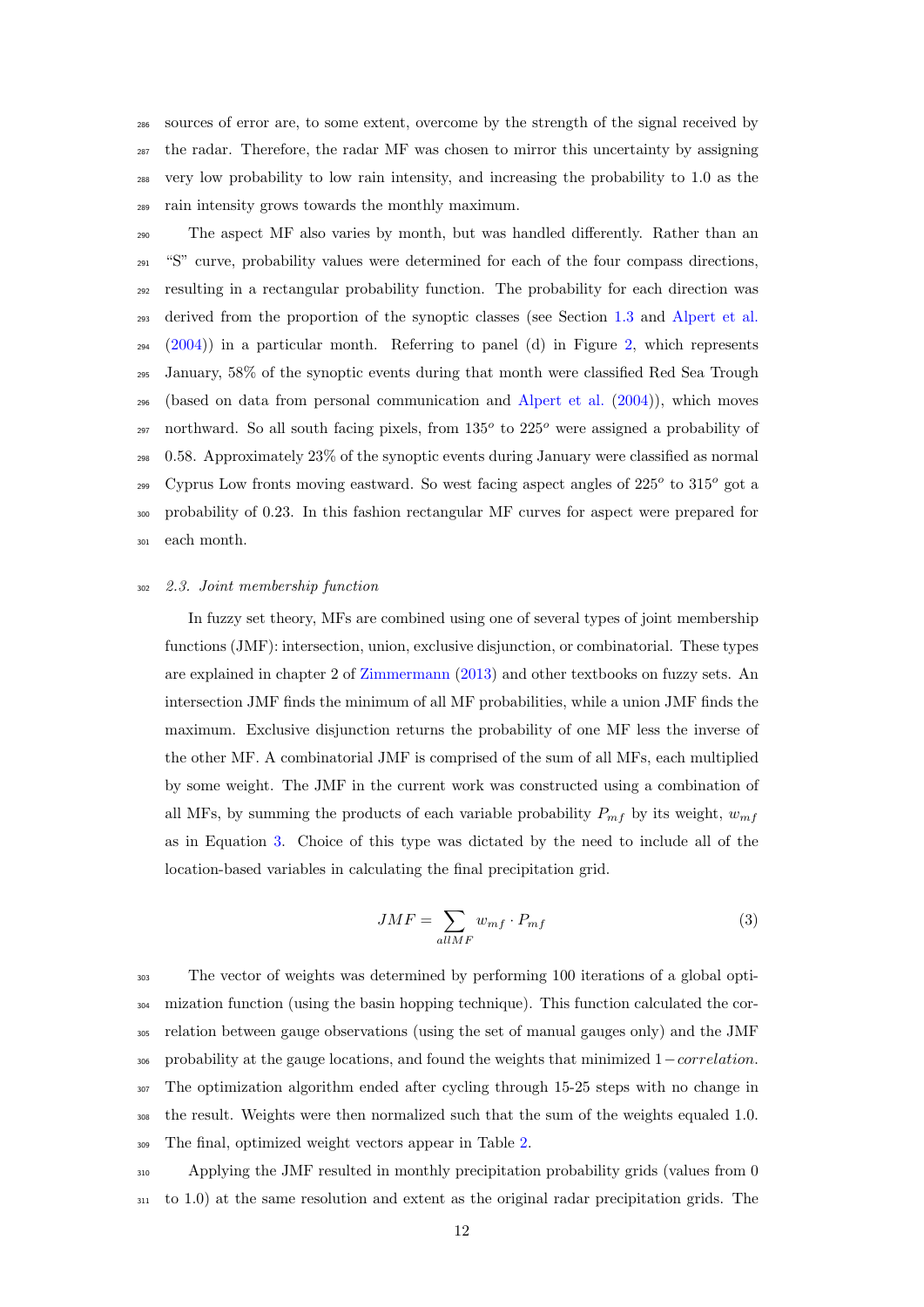sources of error are, to some extent, overcome by the strength of the signal received by the radar. Therefore, the radar MF was chosen to mirror this uncertainty by assigning very low probability to low rain intensity, and increasing the probability to 1.0 as the rain intensity grows towards the monthly maximum.

The aspect MF also varies by month, but was handled differently. Rather than an "S" curve, probability values were determined for each of the four compass directions, resulting in a rectangular probability function. The probability for each direction was derived from the proportion of the synoptic classes (see Section 1.3 and Alpert et al. (2004)) in a particular month. Referring to panel (d) in Figure 2, which represents January, 58% of the synoptic events during that month were classified Red Sea Trough (based on data from personal communication and Alpert et al. (2004)), which moves northward. So all south facing pixels, from $135^o$ to $225^o$ were assigned a probability of 0.58. Approximately 23% of the synoptic events during January were classified as normal Cyprus Low fronts moving eastward. So west facing aspect angles of $225^o$ to $315^o$ got a probability of 0.23. In this fashion rectangular MF curves for aspect were prepared for each month.

### *2.3. Joint membership function*

In fuzzy set theory, MFs are combined using one of several types of joint membership functions (JMF): intersection, union, exclusive disjunction, or combinatorial. These types are explained in chapter 2 of Zimmermann (2013) and other textbooks on fuzzy sets. An intersection JMF finds the minimum of all MF probabilities, while a union JMF finds the maximum. Exclusive disjunction returns the probability of one MF less the inverse of the other MF. A combinatorial JMF is comprised of the sum of all MFs, each multiplied by some weight. The JMF in the current work was constructed using a combination of all MFs, by summing the products of each variable probability $P_{mf}$ by its weight, $w_{mf}$ as in Equation 3. Choice of this type was dictated by the need to include all of the location-based variables in calculating the final precipitation grid.

$$JMF = \sum_{allMF} w_{mf} \cdot P_{mf} \tag{3}$$

The vector of weights was determined by performing 100 iterations of a global optimization function (using the basin hopping technique). This function calculated the correlation between gauge observations (using the set of manual gauges only) and the JMF probability at the gauge locations, and found the weights that minimized $1 - correlation$. The optimization algorithm ended after cycling through 15-25 steps with no change in the result. Weights were then normalized such that the sum of the weights equaled 1.0. The final, optimized weight vectors appear in Table 2.

Applying the JMF resulted in monthly precipitation probability grids (values from 0 to 1.0) at the same resolution and extent as the original radar precipitation grids. The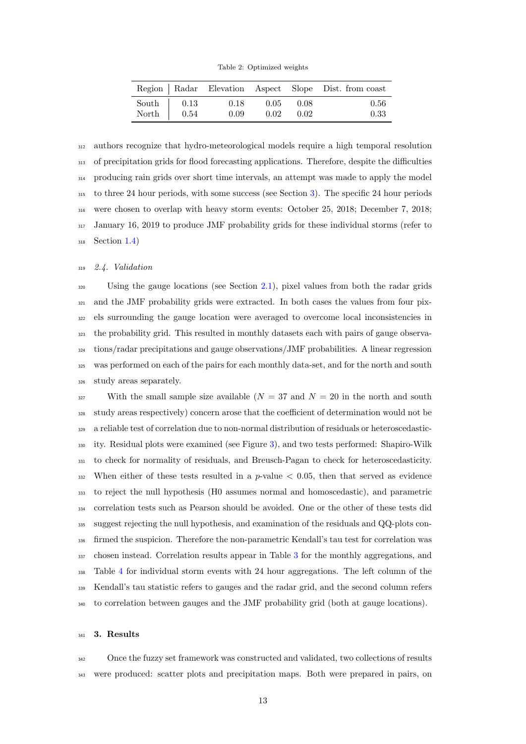Table 2: Optimized weights

| Region | Radar | Elevation | Aspect | Slope | Dist. from coast |
|---|---|---|---|---|---|
| South | 0.13 | 0.18 | 0.05 | 0.08 | 0.56 |
| North | 0.54 | 0.09 | 0.02 | 0.02 | 0.33 |

authors recognize that hydro-meteorological models require a high temporal resolution of precipitation grids for flood forecasting applications. Therefore, despite the difficulties producing rain grids over short time intervals, an attempt was made to apply the model to three 24 hour periods, with some success (see Section 3). The specific 24 hour periods were chosen to overlap with heavy storm events: October 25, 2018; December 7, 2018; January 16, 2019 to produce JMF probability grids for these individual storms (refer to Section 1.4)

### *2.4. Validation*

Using the gauge locations (see Section 2.1), pixel values from both the radar grids and the JMF probability grids were extracted. In both cases the values from four pixels surrounding the gauge location were averaged to overcome local inconsistencies in the probability grid. This resulted in monthly datasets each with pairs of gauge observations/radar precipitations and gauge observations/JMF probabilities. A linear regression was performed on each of the pairs for each monthly data-set, and for the north and south study areas separately.

With the small sample size available ($N = 37$ and $N = 20$ in the north and south study areas respectively) concern arose that the coefficient of determination would not be a reliable test of correlation due to non-normal distribution of residuals or heteroscedasticity. Residual plots were examined (see Figure 3), and two tests performed: Shapiro-Wilk to check for normality of residuals, and Breusch-Pagan to check for heteroscedasticity. When either of these tests resulted in a $p$-value $< 0.05$, then that served as evidence to reject the null hypothesis (H0 assumes normal and homoscedastic), and parametric correlation tests such as Pearson should be avoided. One or the other of these tests did suggest rejecting the null hypothesis, and examination of the residuals and QQ-plots confirmed the suspicion. Therefore the non-parametric Kendall's tau test for correlation was chosen instead. Correlation results appear in Table 3 for the monthly aggregations, and Table 4 for individual storm events with 24 hour aggregations. The left column of the Kendall's tau statistic refers to gauges and the radar grid, and the second column refers to correlation between gauges and the JMF probability grid (both at gauge locations).

## 3. Results

Once the fuzzy set framework was constructed and validated, two collections of results were produced: scatter plots and precipitation maps. Both were prepared in pairs, on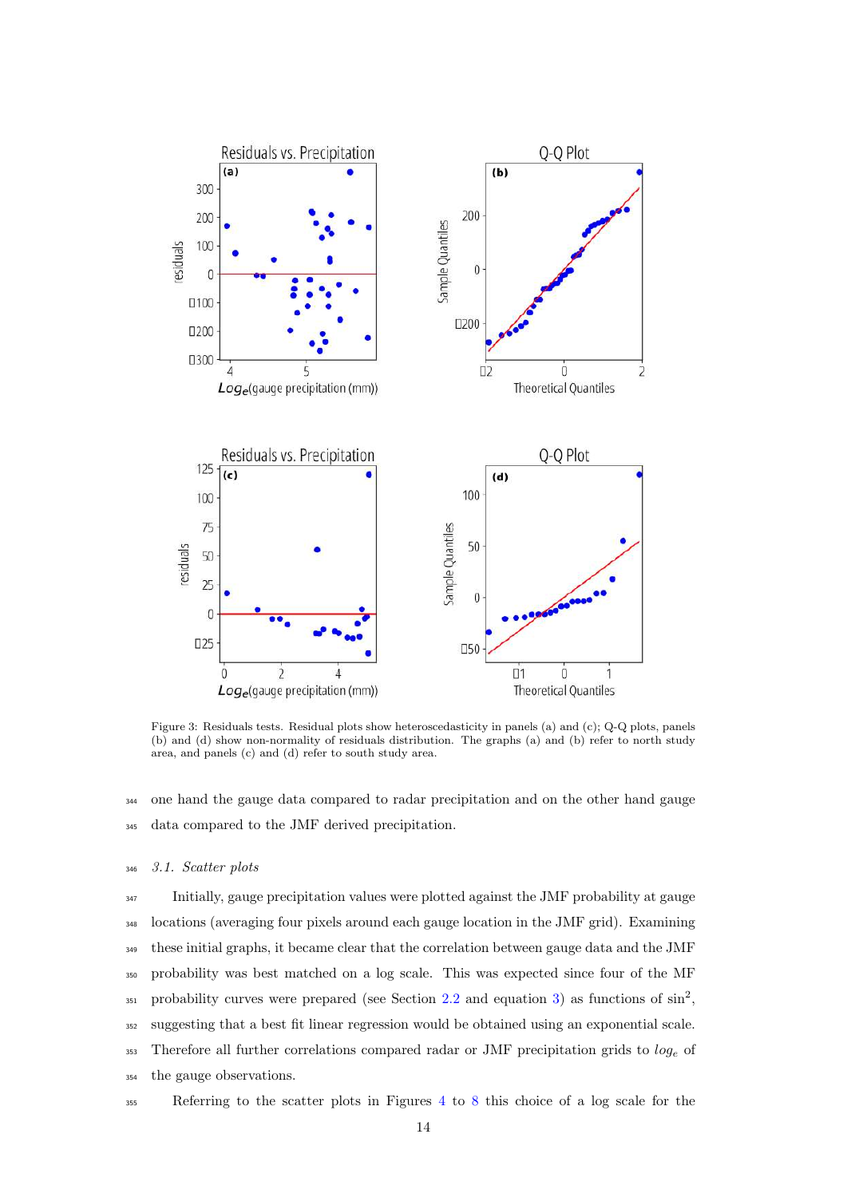Figure 3: Residuals tests. Residual plots show heteroscedasticity in panels (a) and (c); Q-Q plots, panels (b) and (d) show non-normality of residuals distribution. The graphs (a) and (b) refer to north study area, and panels (c) and (d) refer to south study area.

one hand the gauge data compared to radar precipitation and on the other hand gauge data compared to the JMF derived precipitation.

### 3.1. Scatter plots

Initially, gauge precipitation values were plotted against the JMF probability at gauge locations (averaging four pixels around each gauge location in the JMF grid). Examining these initial graphs, it became clear that the correlation between gauge data and the JMF probability was best matched on a log scale. This was expected since four of the MF probability curves were prepared (see Section 2.2 and equation 3) as functions of $\sin^2$, suggesting that a best fit linear regression would be obtained using an exponential scale. Therefore all further correlations compared radar or JMF precipitation grids to $log_e$ of the gauge observations.

Referring to the scatter plots in Figures 4 to 8 this choice of a log scale for the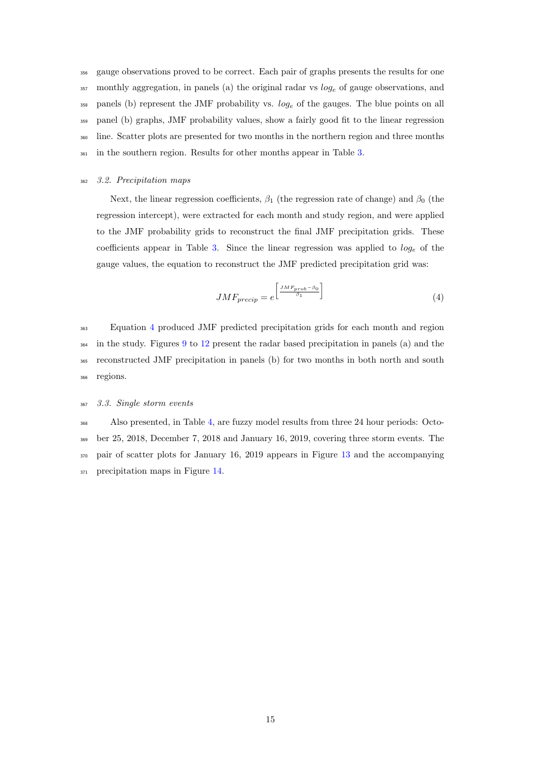gauge observations proved to be correct. Each pair of graphs presents the results for one monthly aggregation, in panels (a) the original radar vs $log_e$ of gauge observations, and panels (b) represent the JMF probability vs. $log_e$ of the gauges. The blue points on all panel (b) graphs, JMF probability values, show a fairly good fit to the linear regression line. Scatter plots are presented for two months in the northern region and three months in the southern region. Results for other months appear in Table 3.

### 3.2. Precipitation maps

Next, the linear regression coefficients, $\beta_1$ (the regression rate of change) and $\beta_0$ (the regression intercept), were extracted for each month and study region, and were applied to the JMF probability grids to reconstruct the final JMF precipitation grids. These coefficients appear in Table 3. Since the linear regression was applied to $log_e$ of the gauge values, the equation to reconstruct the JMF predicted precipitation grid was:

$$JMF_{precip} = e^{\left[\frac{JMF_{prob} - \beta_0}{\beta_1}\right]} \tag{4}$$

Equation 4 produced JMF predicted precipitation grids for each month and region in the study. Figures 9 to 12 present the radar based precipitation in panels (a) and the reconstructed JMF precipitation in panels (b) for two months in both north and south regions.

### 3.3. Single storm events

Also presented, in Table 4, are fuzzy model results from three 24 hour periods: October 25, 2018, December 7, 2018 and January 16, 2019, covering three storm events. The pair of scatter plots for January 16, 2019 appears in Figure 13 and the accompanying precipitation maps in Figure 14.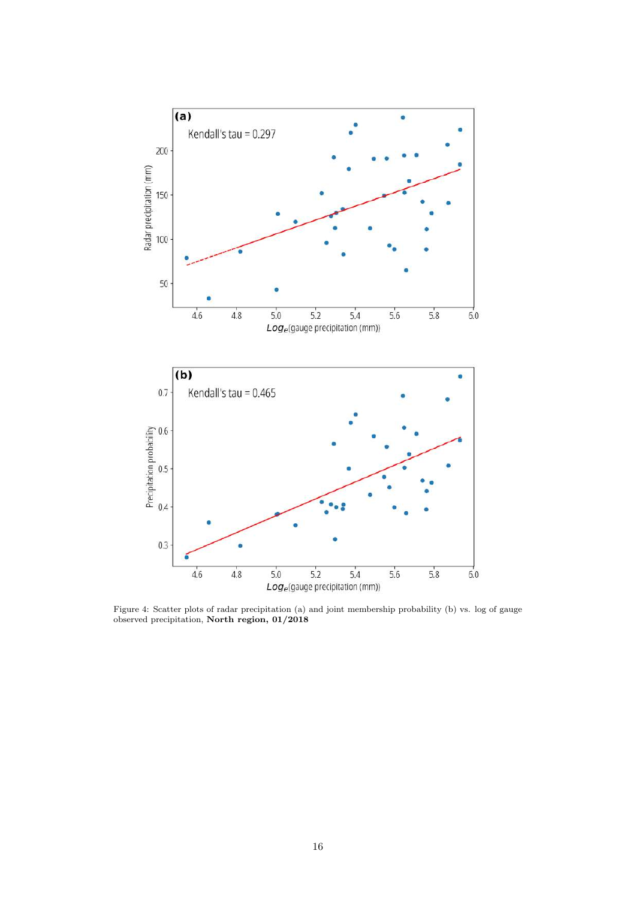Figure 4: Scatter plots of radar precipitation (a) and joint membership probability (b) vs. log of gauge observed precipitation, **North region, 01/2018**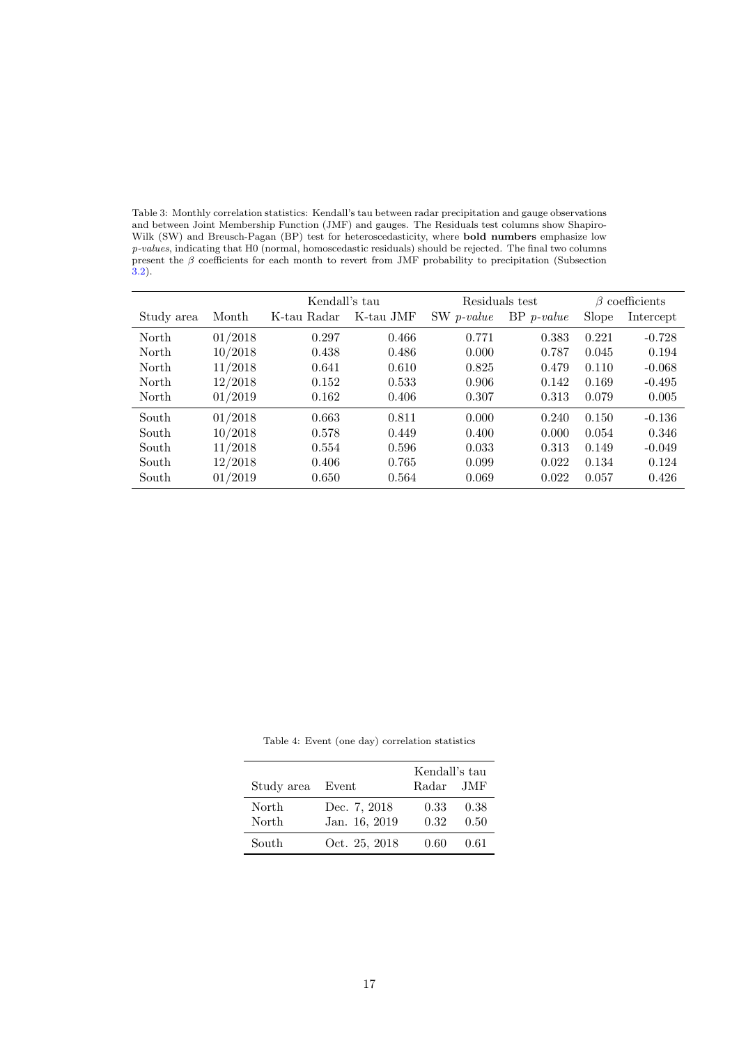Table 3: Monthly correlation statistics: Kendall's tau between radar precipitation and gauge observations and between Joint Membership Function (JMF) and gauges. The Residuals test columns show Shapiro-Wilk (SW) and Breusch-Pagan (BP) test for heteroscedasticity, where **bold numbers** emphasize low *p-values*, indicating that H0 (normal, homoscedastic residuals) should be rejected. The final two columns present the $\beta$ coefficients for each month to revert from JMF probability to precipitation (Subsection 3.2).

| | | Kendall's tau | | Residuals test | | $\beta$ coefficients | |
|---|---|---|---|---|---|---|---|
| Study area | Month | K-tau Radar | K-tau JMF | SW *p-value* | BP *p-value* | Slope | Intercept |
| North | 01/2018 | 0.297 | 0.466 | 0.771 | 0.383 | 0.221 | -0.728 |
| North | 10/2018 | 0.438 | 0.486 | 0.000 | 0.787 | 0.045 | 0.194 |
| North | 11/2018 | 0.641 | 0.610 | 0.825 | 0.479 | 0.110 | -0.068 |
| North | 12/2018 | 0.152 | 0.533 | 0.906 | 0.142 | 0.169 | -0.495 |
| North | 01/2019 | 0.162 | 0.406 | 0.307 | 0.313 | 0.079 | 0.005 |
| South | 01/2018 | 0.663 | 0.811 | 0.000 | 0.240 | 0.150 | -0.136 |
| South | 10/2018 | 0.578 | 0.449 | 0.400 | 0.000 | 0.054 | 0.346 |
| South | 11/2018 | 0.554 | 0.596 | 0.033 | 0.313 | 0.149 | -0.049 |
| South | 12/2018 | 0.406 | 0.765 | 0.099 | 0.022 | 0.134 | 0.124 |
| South | 01/2019 | 0.650 | 0.564 | 0.069 | 0.022 | 0.057 | 0.426 |

Table 4: Event (one day) correlation statistics

| | | Kendall's tau | |
|---|---|---|---|
| Study area | Event | Radar | JMF |
| North | Dec. 7, 2018 | 0.33 | 0.38 |
| North | Jan. 16, 2019 | 0.32 | 0.50 |
| South | Oct. 25, 2018 | 0.60 | 0.61 |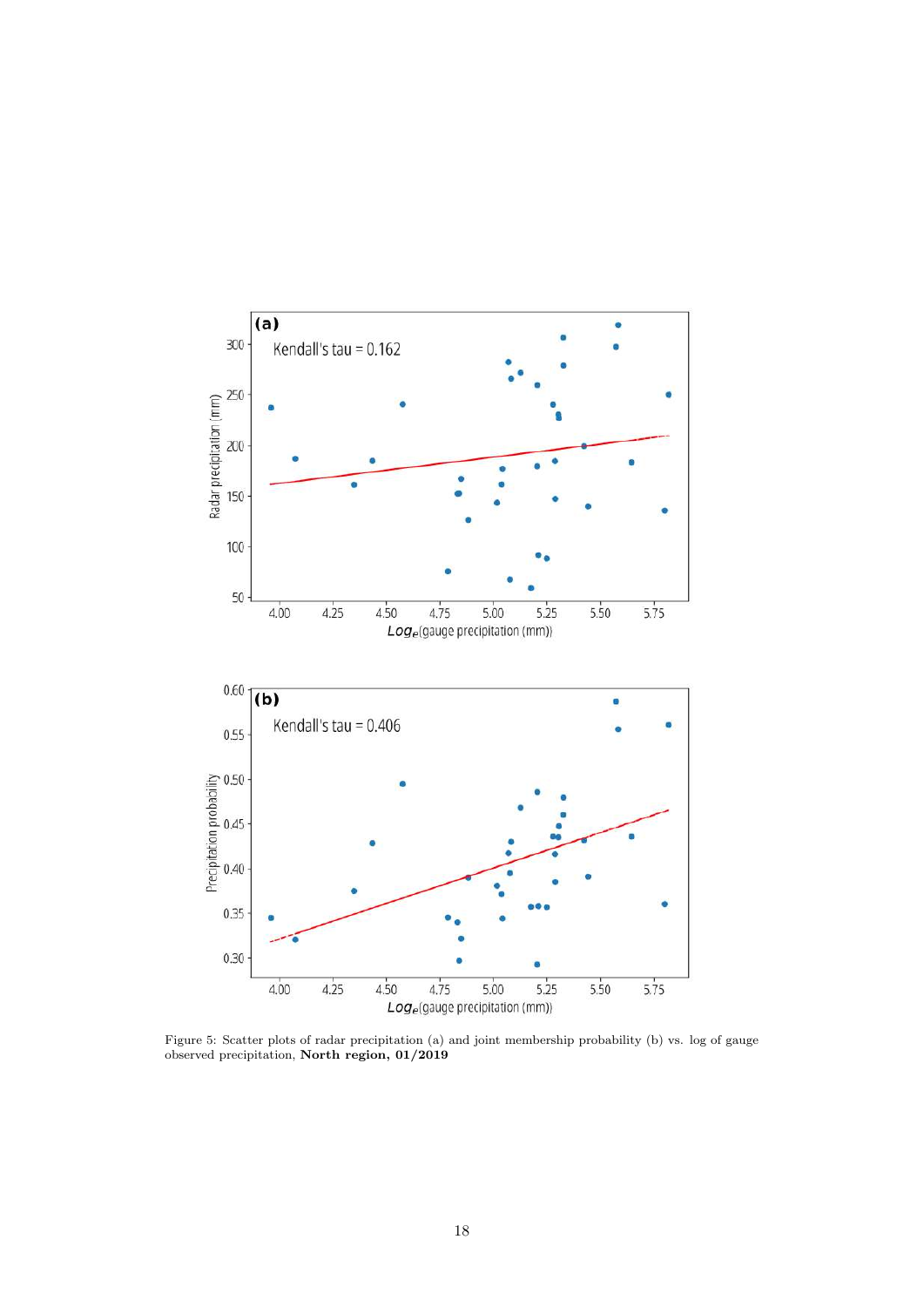Figure 5: Scatter plots of radar precipitation (a) and joint membership probability (b) vs. log of gauge observed precipitation, **North region, 01/2019**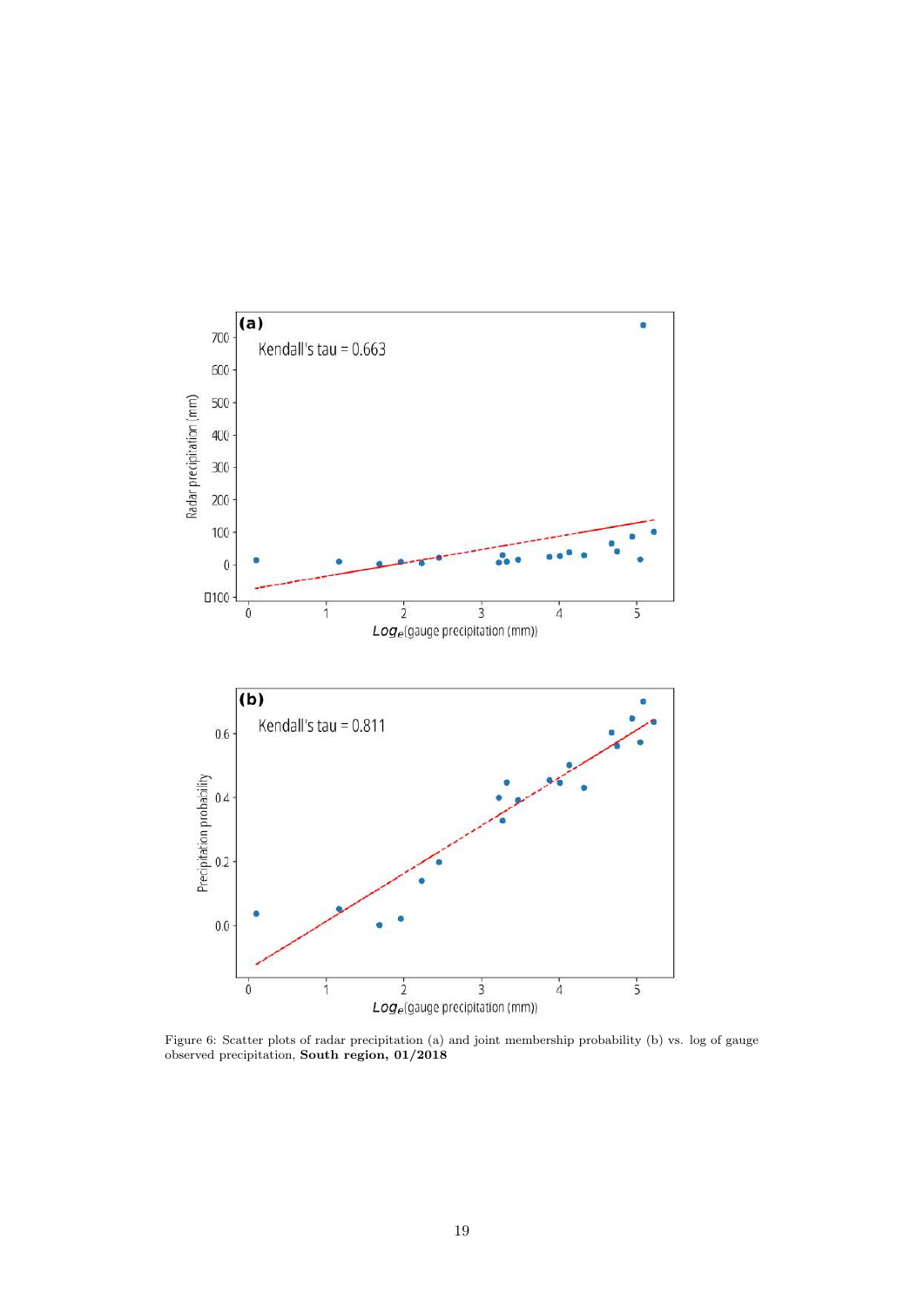Figure 6: Scatter plots of radar precipitation (a) and joint membership probability (b) vs. log of gauge observed precipitation, **South region, 01/2018**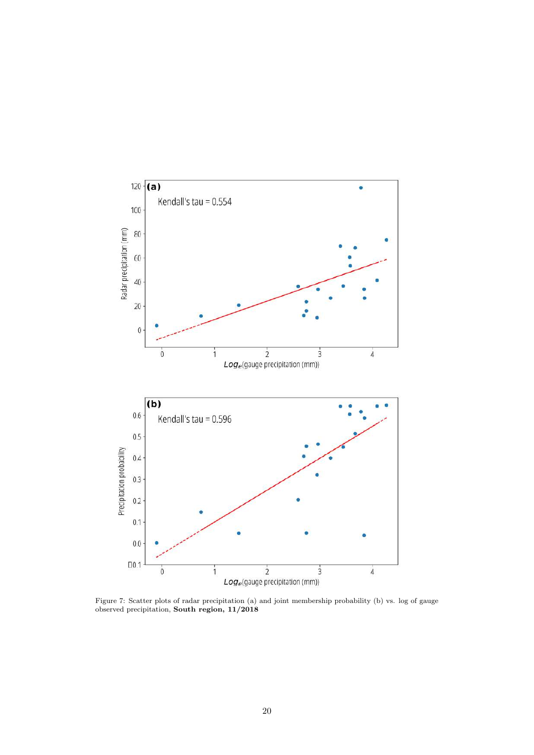Figure 7: Scatter plots of radar precipitation (a) and joint membership probability (b) vs. log of gauge observed precipitation, **South region, 11/2018**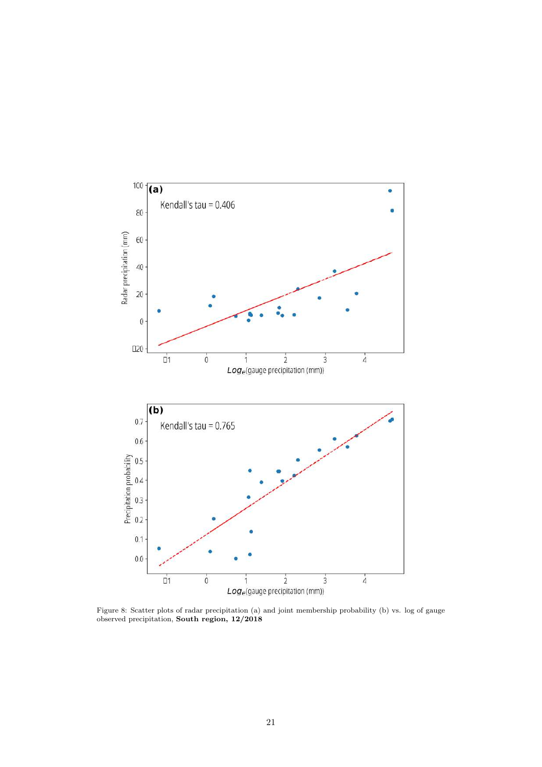Figure 8: Scatter plots of radar precipitation (a) and joint membership probability (b) vs. log of gauge observed precipitation, **South region, 12/2018**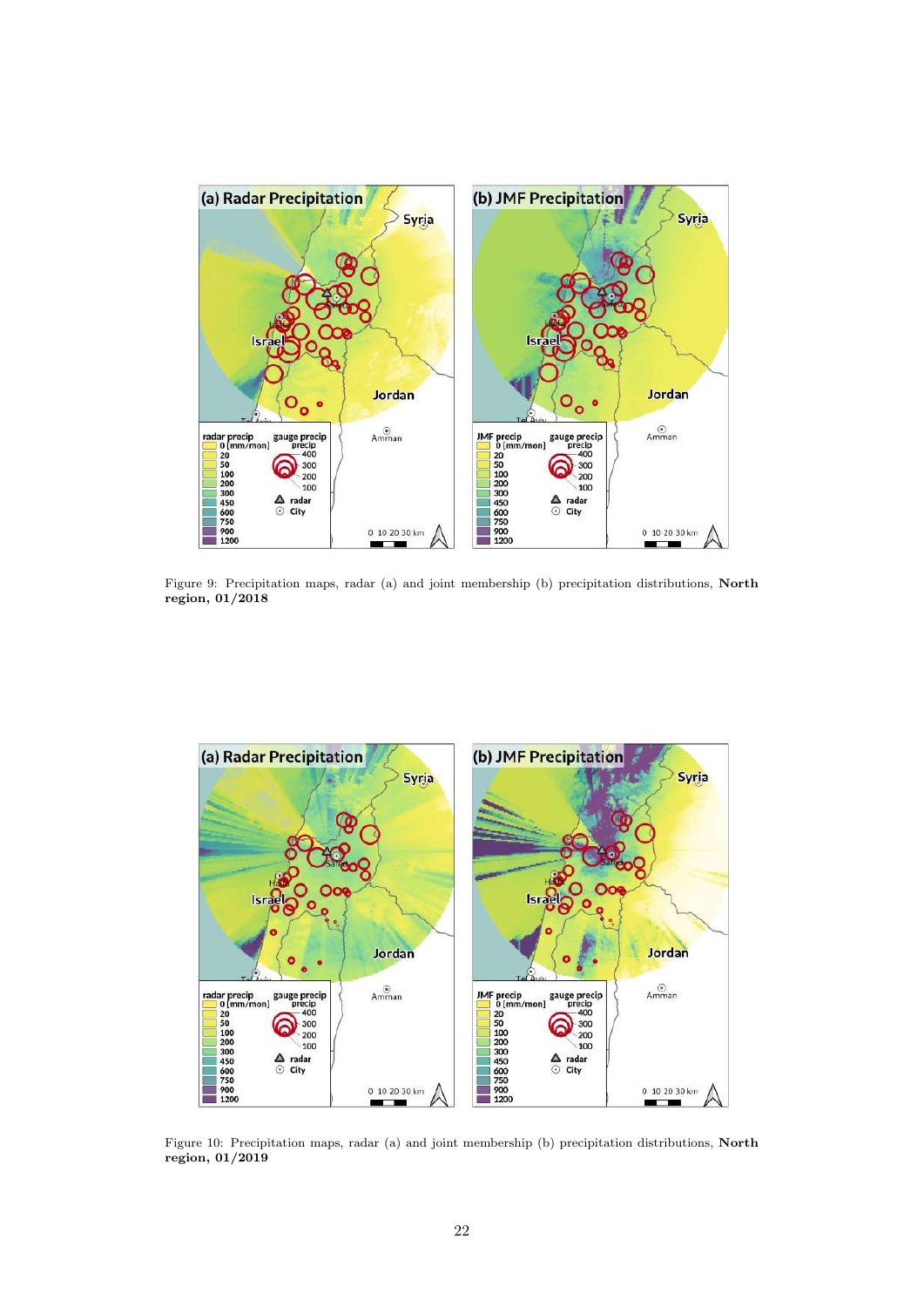Figure 9: Precipitation maps, radar (a) and joint membership (b) precipitation distributions, **North region, 01/2018**

Figure 10: Precipitation maps, radar (a) and joint membership (b) precipitation distributions, **North region, 01/2019**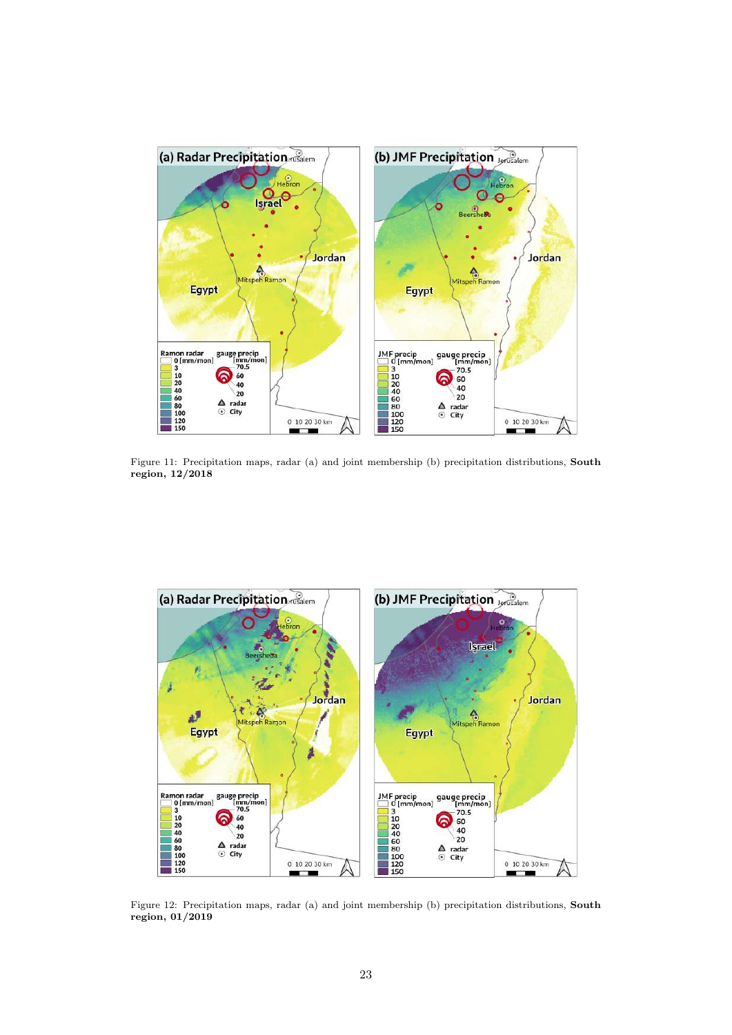Figure 11: Precipitation maps, radar (a) and joint membership (b) precipitation distributions, **South region, 12/2018**

Figure 12: Precipitation maps, radar (a) and joint membership (b) precipitation distributions, **South region, 01/2019**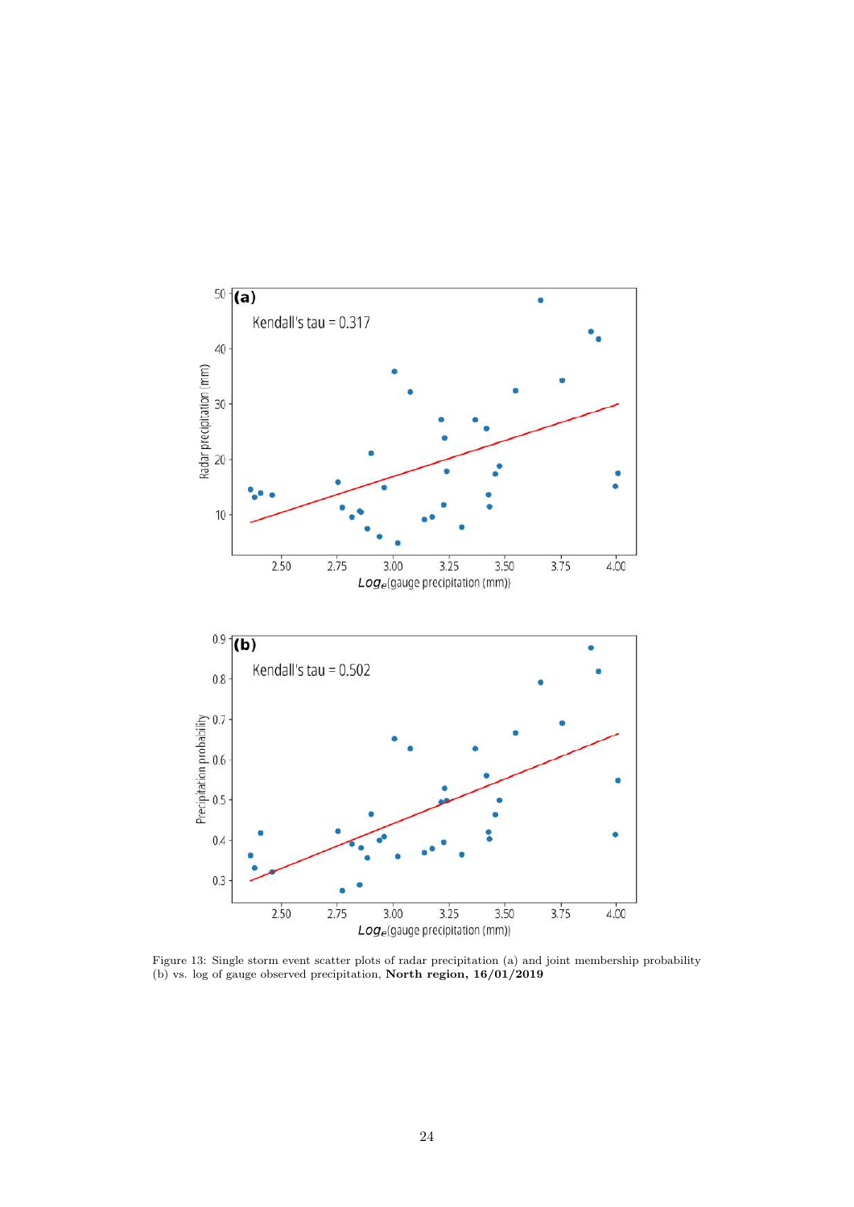Figure 13: Single storm event scatter plots of radar precipitation (a) and joint membership probability (b) vs. log of gauge observed precipitation, **North region, 16/01/2019**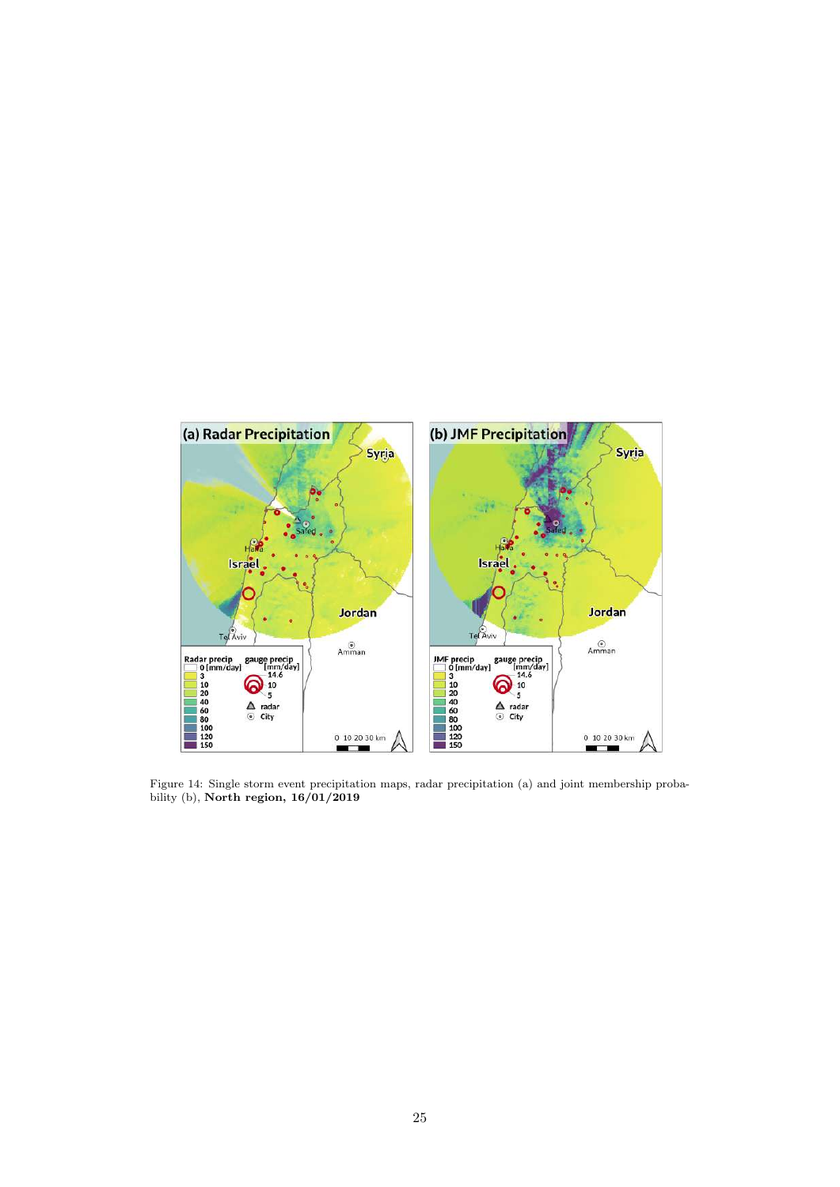Figure 14: Single storm event precipitation maps, radar precipitation (a) and joint membership probability (b), **North region, 16/01/2019**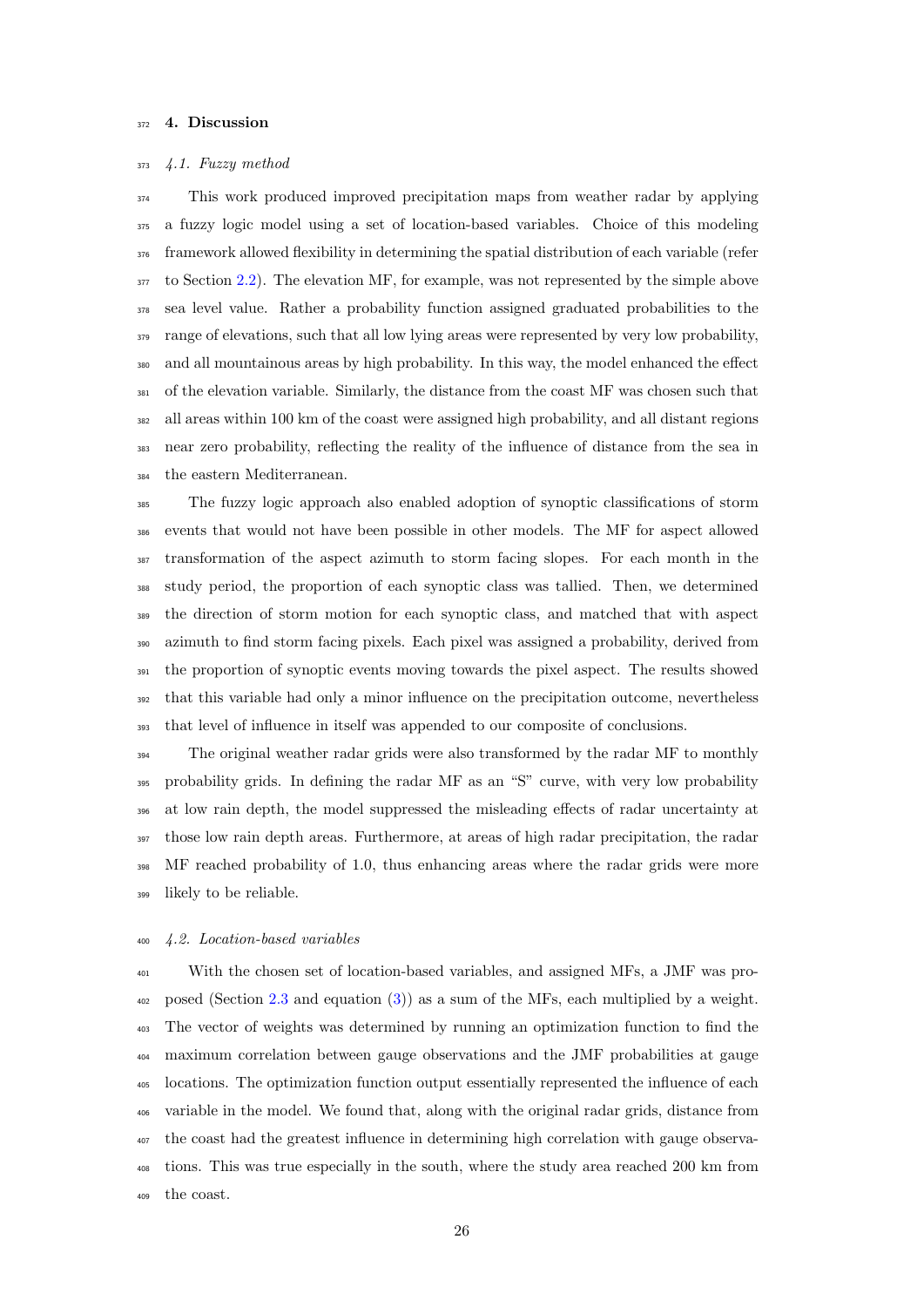## 4. Discussion

### 4.1. Fuzzy method

This work produced improved precipitation maps from weather radar by applying a fuzzy logic model using a set of location-based variables. Choice of this modeling framework allowed flexibility in determining the spatial distribution of each variable (refer to Section 2.2). The elevation MF, for example, was not represented by the simple above sea level value. Rather a probability function assigned graduated probabilities to the range of elevations, such that all low lying areas were represented by very low probability, and all mountainous areas by high probability. In this way, the model enhanced the effect of the elevation variable. Similarly, the distance from the coast MF was chosen such that all areas within 100 km of the coast were assigned high probability, and all distant regions near zero probability, reflecting the reality of the influence of distance from the sea in the eastern Mediterranean.

The fuzzy logic approach also enabled adoption of synoptic classifications of storm events that would not have been possible in other models. The MF for aspect allowed transformation of the aspect azimuth to storm facing slopes. For each month in the study period, the proportion of each synoptic class was tallied. Then, we determined the direction of storm motion for each synoptic class, and matched that with aspect azimuth to find storm facing pixels. Each pixel was assigned a probability, derived from the proportion of synoptic events moving towards the pixel aspect. The results showed that this variable had only a minor influence on the precipitation outcome, nevertheless that level of influence in itself was appended to our composite of conclusions.

The original weather radar grids were also transformed by the radar MF to monthly probability grids. In defining the radar MF as an "S" curve, with very low probability at low rain depth, the model suppressed the misleading effects of radar uncertainty at those low rain depth areas. Furthermore, at areas of high radar precipitation, the radar MF reached probability of 1.0, thus enhancing areas where the radar grids were more likely to be reliable.

### 4.2. Location-based variables

With the chosen set of location-based variables, and assigned MFs, a JMF was proposed (Section 2.3 and equation (3)) as a sum of the MFs, each multiplied by a weight. The vector of weights was determined by running an optimization function to find the maximum correlation between gauge observations and the JMF probabilities at gauge locations. The optimization function output essentially represented the influence of each variable in the model. We found that, along with the original radar grids, distance from the coast had the greatest influence in determining high correlation with gauge observations. This was true especially in the south, where the study area reached 200 km from the coast.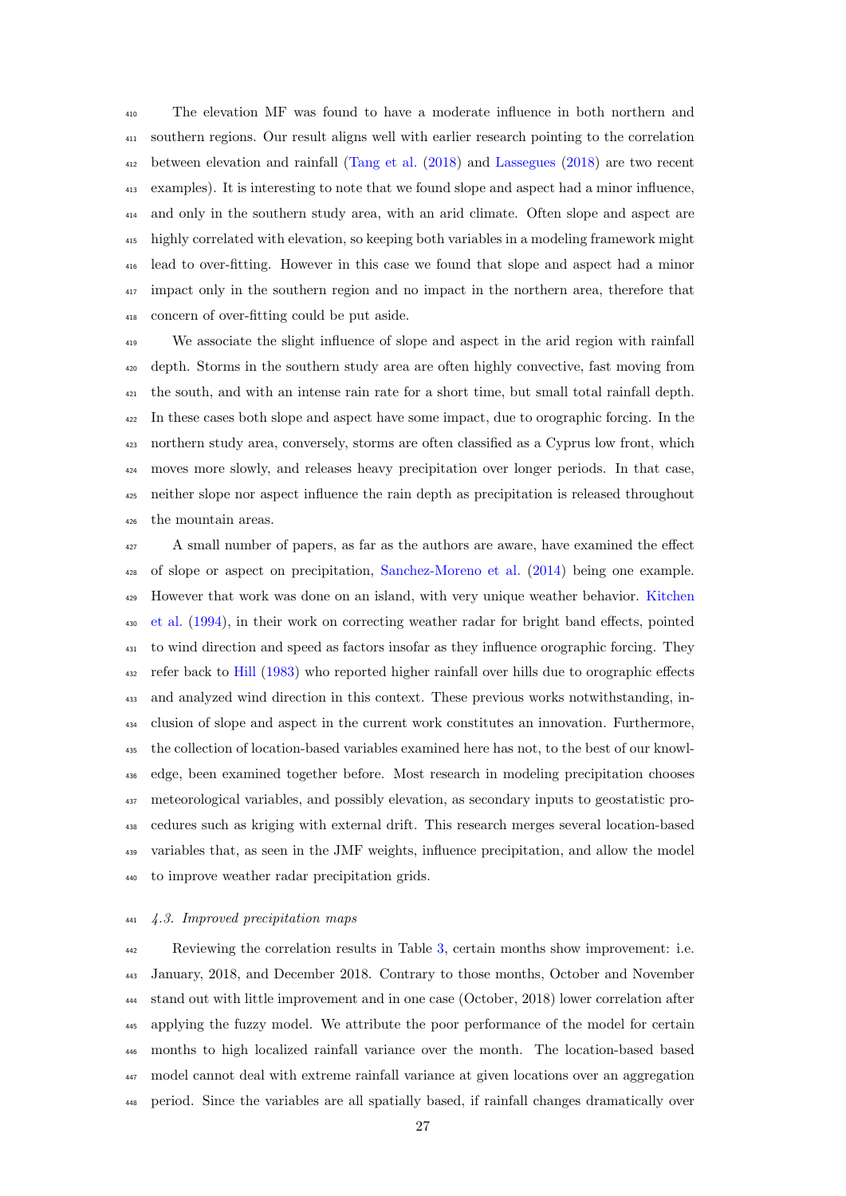The elevation MF was found to have a moderate influence in both northern and southern regions. Our result aligns well with earlier research pointing to the correlation between elevation and rainfall (Tang et al. (2018) and Lassegues (2018) are two recent examples). It is interesting to note that we found slope and aspect had a minor influence, and only in the southern study area, with an arid climate. Often slope and aspect are highly correlated with elevation, so keeping both variables in a modeling framework might lead to over-fitting. However in this case we found that slope and aspect had a minor impact only in the southern region and no impact in the northern area, therefore that concern of over-fitting could be put aside.

We associate the slight influence of slope and aspect in the arid region with rainfall depth. Storms in the southern study area are often highly convective, fast moving from the south, and with an intense rain rate for a short time, but small total rainfall depth. In these cases both slope and aspect have some impact, due to orographic forcing. In the northern study area, conversely, storms are often classified as a Cyprus low front, which moves more slowly, and releases heavy precipitation over longer periods. In that case, neither slope nor aspect influence the rain depth as precipitation is released throughout the mountain areas.

A small number of papers, as far as the authors are aware, have examined the effect of slope or aspect on precipitation, Sanchez-Moreno et al. (2014) being one example. However that work was done on an island, with very unique weather behavior. Kitchen et al. (1994), in their work on correcting weather radar for bright band effects, pointed to wind direction and speed as factors insofar as they influence orographic forcing. They refer back to Hill (1983) who reported higher rainfall over hills due to orographic effects and analyzed wind direction in this context. These previous works notwithstanding, inclusion of slope and aspect in the current work constitutes an innovation. Furthermore, the collection of location-based variables examined here has not, to the best of our knowledge, been examined together before. Most research in modeling precipitation chooses meteorological variables, and possibly elevation, as secondary inputs to geostatistic procedures such as kriging with external drift. This research merges several location-based variables that, as seen in the JMF weights, influence precipitation, and allow the model to improve weather radar precipitation grids.

### *4.3. Improved precipitation maps*

Reviewing the correlation results in Table 3, certain months show improvement: i.e. January, 2018, and December 2018. Contrary to those months, October and November stand out with little improvement and in one case (October, 2018) lower correlation after applying the fuzzy model. We attribute the poor performance of the model for certain months to high localized rainfall variance over the month. The location-based based model cannot deal with extreme rainfall variance at given locations over an aggregation period. Since the variables are all spatially based, if rainfall changes dramatically over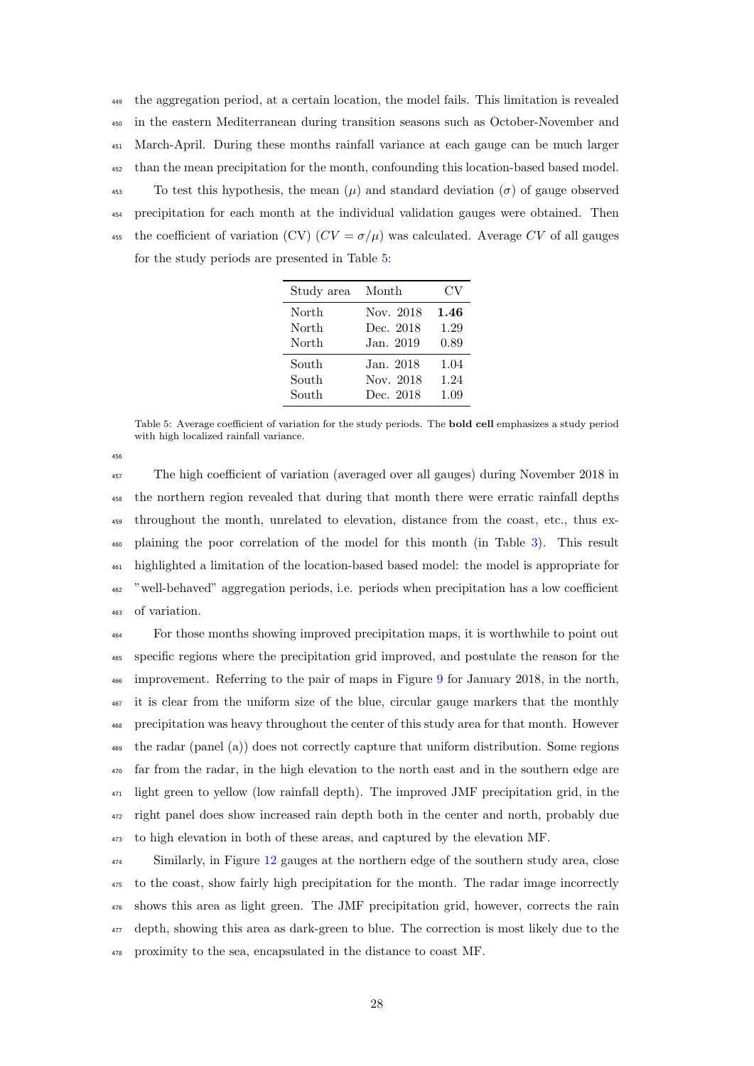the aggregation period, at a certain location, the model fails. This limitation is revealed in the eastern Mediterranean during transition seasons such as October-November and March-April. During these months rainfall variance at each gauge can be much larger than the mean precipitation for the month, confounding this location-based based model.

To test this hypothesis, the mean ($\mu$) and standard deviation ($\sigma$) of gauge observed precipitation for each month at the individual validation gauges were obtained. Then the coefficient of variation (CV) ($CV = \sigma/\mu$) was calculated. Average $CV$ of all gauges for the study periods are presented in Table 5:

| Study area | Month | CV |
|---|---|---|
| North | Nov. 2018 | **1.46** |
| North | Dec. 2018 | 1.29 |
| North | Jan. 2019 | 0.89 |
| South | Jan. 2018 | 1.04 |
| South | Nov. 2018 | 1.24 |
| South | Dec. 2018 | 1.09 |

Table 5: Average coefficient of variation for the study periods. The **bold cell** emphasizes a study period with high localized rainfall variance.

The high coefficient of variation (averaged over all gauges) during November 2018 in the northern region revealed that during that month there were erratic rainfall depths throughout the month, unrelated to elevation, distance from the coast, etc., thus explaining the poor correlation of the model for this month (in Table 3). This result highlighted a limitation of the location-based based model: the model is appropriate for "well-behaved" aggregation periods, i.e. periods when precipitation has a low coefficient of variation.

For those months showing improved precipitation maps, it is worthwhile to point out specific regions where the precipitation grid improved, and postulate the reason for the improvement. Referring to the pair of maps in Figure 9 for January 2018, in the north, it is clear from the uniform size of the blue, circular gauge markers that the monthly precipitation was heavy throughout the center of this study area for that month. However the radar (panel (a)) does not correctly capture that uniform distribution. Some regions far from the radar, in the high elevation to the north east and in the southern edge are light green to yellow (low rainfall depth). The improved JMF precipitation grid, in the right panel does show increased rain depth both in the center and north, probably due to high elevation in both of these areas, and captured by the elevation MF.

Similarly, in Figure 12 gauges at the northern edge of the southern study area, close to the coast, show fairly high precipitation for the month. The radar image incorrectly shows this area as light green. The JMF precipitation grid, however, corrects the rain depth, showing this area as dark-green to blue. The correction is most likely due to the proximity to the sea, encapsulated in the distance to coast MF.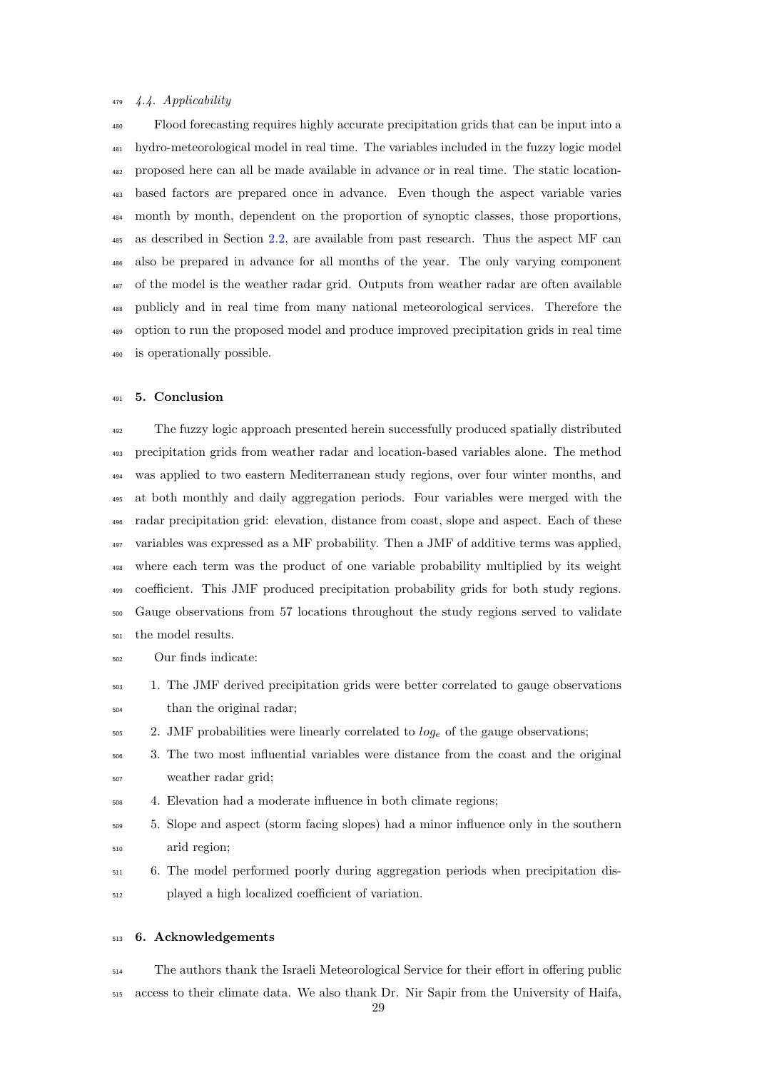### 4.4. Applicability

Flood forecasting requires highly accurate precipitation grids that can be input into a hydro-meteorological model in real time. The variables included in the fuzzy logic model proposed here can all be made available in advance or in real time. The static location-based factors are prepared once in advance. Even though the aspect variable varies month by month, dependent on the proportion of synoptic classes, those proportions, as described in Section 2.2, are available from past research. Thus the aspect MF can also be prepared in advance for all months of the year. The only varying component of the model is the weather radar grid. Outputs from weather radar are often available publicly and in real time from many national meteorological services. Therefore the option to run the proposed model and produce improved precipitation grids in real time is operationally possible.

## 5. Conclusion

The fuzzy logic approach presented herein successfully produced spatially distributed precipitation grids from weather radar and location-based variables alone. The method was applied to two eastern Mediterranean study regions, over four winter months, and at both monthly and daily aggregation periods. Four variables were merged with the radar precipitation grid: elevation, distance from coast, slope and aspect. Each of these variables was expressed as a MF probability. Then a JMF of additive terms was applied, where each term was the product of one variable probability multiplied by its weight coefficient. This JMF produced precipitation probability grids for both study regions. Gauge observations from 57 locations throughout the study regions served to validate the model results.

Our finds indicate:

1. The JMF derived precipitation grids were better correlated to gauge observations than the original radar;
2. JMF probabilities were linearly correlated to $log_e$ of the gauge observations;
3. The two most influential variables were distance from the coast and the original weather radar grid;
4. Elevation had a moderate influence in both climate regions;
5. Slope and aspect (storm facing slopes) had a minor influence only in the southern arid region;
6. The model performed poorly during aggregation periods when precipitation displayed a high localized coefficient of variation.

## 6. Acknowledgements

The authors thank the Israeli Meteorological Service for their effort in offering public access to their climate data. We also thank Dr. Nir Sapir from the University of Haifa,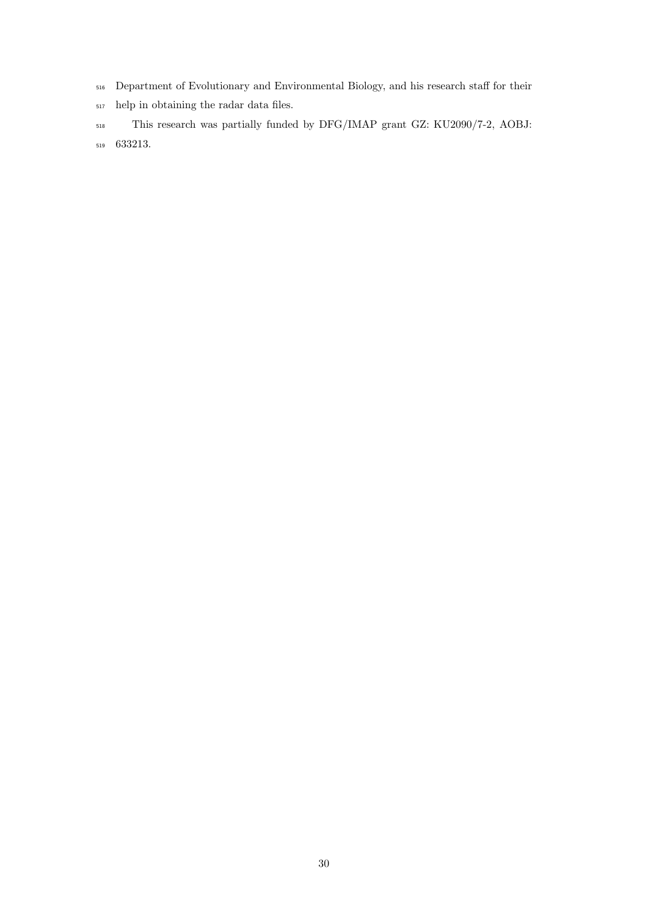Department of Evolutionary and Environmental Biology, and his research staff for their help in obtaining the radar data files.

This research was partially funded by DFG/IMAP grant GZ: KU2090/7-2, AOBJ: 633213.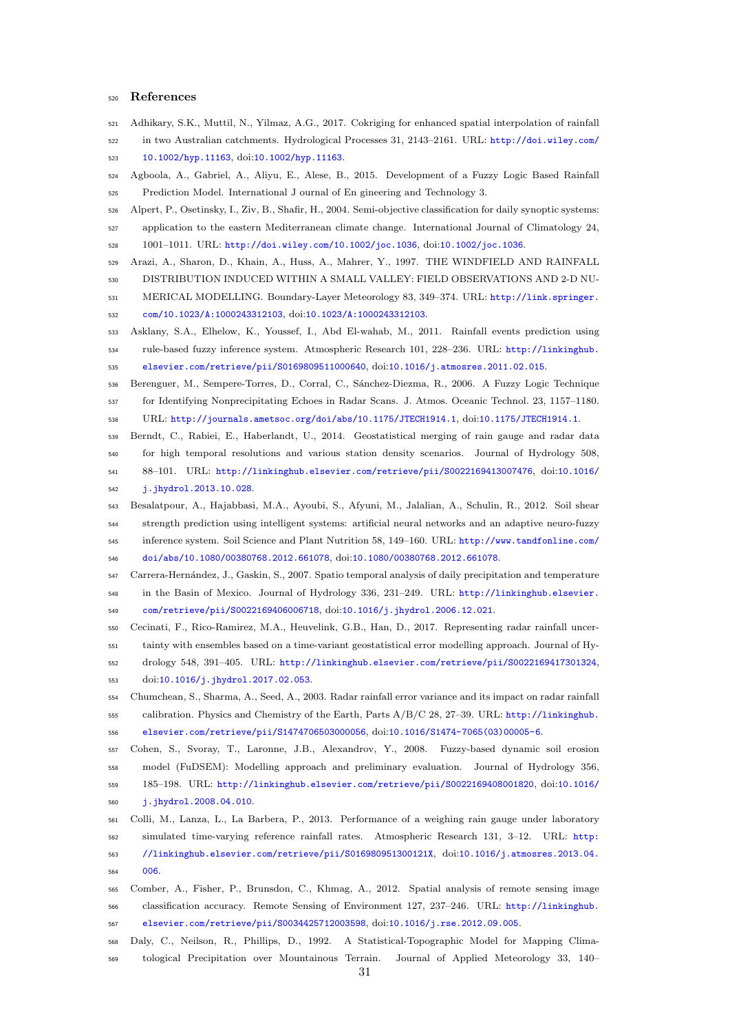## References

Adhikary, S.K., Muttil, N., Yilmaz, A.G., 2017. Cokriging for enhanced spatial interpolation of rainfall in two Australian catchments. Hydrological Processes 31, 2143–2161. URL: http://doi.wiley.com/10.1002/hyp.11163, doi:10.1002/hyp.11163.

Agboola, A., Gabriel, A., Aliyu, E., Alese, B., 2015. Development of a Fuzzy Logic Based Rainfall Prediction Model. International J ournal of En gineering and Technology 3.

Alpert, P., Osetinsky, I., Ziv, B., Shafir, H., 2004. Semi-objective classification for daily synoptic systems: application to the eastern Mediterranean climate change. International Journal of Climatology 24, 1001–1011. URL: http://doi.wiley.com/10.1002/joc.1036, doi:10.1002/joc.1036.

Arazi, A., Sharon, D., Khain, A., Huss, A., Mahrer, Y., 1997. THE WINDFIELD AND RAINFALL DISTRIBUTION INDUCED WITHIN A SMALL VALLEY: FIELD OBSERVATIONS AND 2-D NUMERICAL MODELLING. Boundary-Layer Meteorology 83, 349–374. URL: http://link.springer.com/10.1023/A:1000243312103, doi:10.1023/A:1000243312103.

Asklany, S.A., Elhelow, K., Youssef, I., Abd El-wahab, M., 2011. Rainfall events prediction using rule-based fuzzy inference system. Atmospheric Research 101, 228–236. URL: http://linkinghub.elsevier.com/retrieve/pii/S0169809511000640, doi:10.1016/j.atmosres.2011.02.015.

Berenguer, M., Sempere-Torres, D., Corral, C., Sánchez-Diezma, R., 2006. A Fuzzy Logic Technique for Identifying Nonprecipitating Echoes in Radar Scans. J. Atmos. Oceanic Technol. 23, 1157–1180. URL: http://journals.ametsoc.org/doi/abs/10.1175/JTECH1914.1, doi:10.1175/JTECH1914.1.

Berndt, C., Rabiei, E., Haberlandt, U., 2014. Geostatistical merging of rain gauge and radar data for high temporal resolutions and various station density scenarios. Journal of Hydrology 508, 88–101. URL: http://linkinghub.elsevier.com/retrieve/pii/S0022169413007476, doi:10.1016/j.jhydrol.2013.10.028.

Besalatpour, A., Hajabbasi, M.A., Ayoubi, S., Afyuni, M., Jalalian, A., Schulin, R., 2012. Soil shear strength prediction using intelligent systems: artificial neural networks and an adaptive neuro-fuzzy inference system. Soil Science and Plant Nutrition 58, 149–160. URL: http://www.tandfonline.com/doi/abs/10.1080/00380768.2012.661078, doi:10.1080/00380768.2012.661078.

Carrera-Hernández, J., Gaskin, S., 2007. Spatio temporal analysis of daily precipitation and temperature in the Basin of Mexico. Journal of Hydrology 336, 231–249. URL: http://linkinghub.elsevier.com/retrieve/pii/S0022169406006718, doi:10.1016/j.jhydrol.2006.12.021.

Cecinati, F., Rico-Ramirez, M.A., Heuvelink, G.B., Han, D., 2017. Representing radar rainfall uncertainty with ensembles based on a time-variant geostatistical error modelling approach. Journal of Hydrology 548, 391–405. URL: http://linkinghub.elsevier.com/retrieve/pii/S0022169417301324, doi:10.1016/j.jhydrol.2017.02.053.

Chumchean, S., Sharma, A., Seed, A., 2003. Radar rainfall error variance and its impact on radar rainfall calibration. Physics and Chemistry of the Earth, Parts A/B/C 28, 27–39. URL: http://linkinghub.elsevier.com/retrieve/pii/S1474706503000056, doi:10.1016/S1474-7065(03)00005-6.

Cohen, S., Svoray, T., Laronne, J.B., Alexandrov, Y., 2008. Fuzzy-based dynamic soil erosion model (FuDSEM): Modelling approach and preliminary evaluation. Journal of Hydrology 356, 185–198. URL: http://linkinghub.elsevier.com/retrieve/pii/S0022169408001820, doi:10.1016/j.jhydrol.2008.04.010.

Colli, M., Lanza, L., La Barbera, P., 2013. Performance of a weighing rain gauge under laboratory simulated time-varying reference rainfall rates. Atmospheric Research 131, 3–12. URL: http://linkinghub.elsevier.com/retrieve/pii/S016980951300121X, doi:10.1016/j.atmosres.2013.04.006.

Comber, A., Fisher, P., Brunsdon, C., Khmag, A., 2012. Spatial analysis of remote sensing image classification accuracy. Remote Sensing of Environment 127, 237–246. URL: http://linkinghub.elsevier.com/retrieve/pii/S0034425712003598, doi:10.1016/j.rse.2012.09.005.

Daly, C., Neilson, R., Phillips, D., 1992. A Statistical-Topographic Model for Mapping Climatological Precipitation over Mountainous Terrain. Journal of Applied Meteorology 33, 140–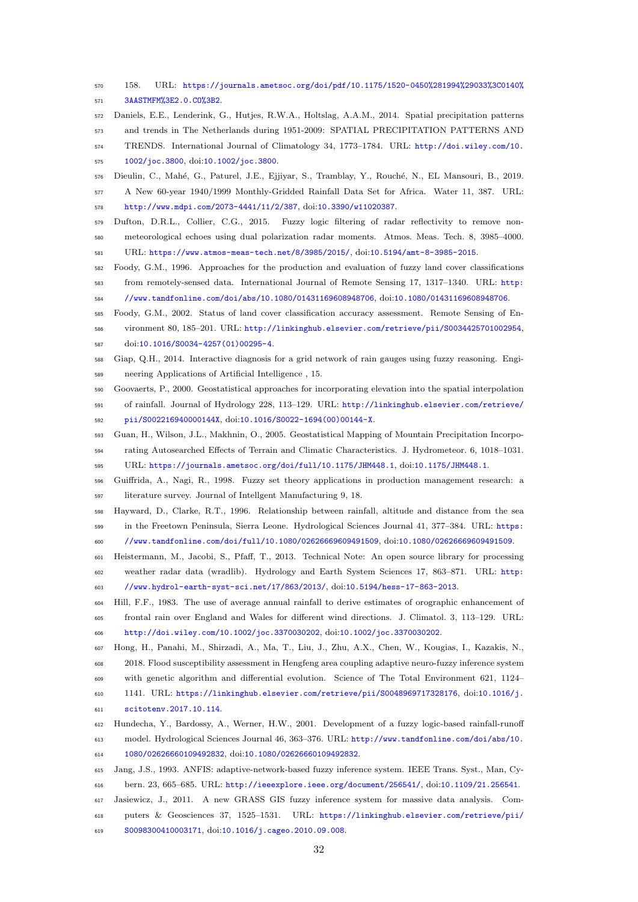158. URL: https://journals.ametsoc.org/doi/pdf/10.1175/1520-0450%281994%29033%3C0140%3AASTMFM%3E2.0.CO%3B2.

Daniels, E.E., Lenderink, G., Hutjes, R.W.A., Holtslag, A.A.M., 2014. Spatial precipitation patterns and trends in The Netherlands during 1951-2009: SPATIAL PRECIPITATION PATTERNS AND TRENDS. International Journal of Climatology 34, 1773–1784. URL: http://doi.wiley.com/10.1002/joc.3800, doi:10.1002/joc.3800.

Dieulin, C., Mahé, G., Paturel, J.E., Ejjiyar, S., Tramblay, Y., Rouché, N., EL Mansouri, B., 2019. A New 60-year 1940/1999 Monthly-Gridded Rainfall Data Set for Africa. Water 11, 387. URL: http://www.mdpi.com/2073-4441/11/2/387, doi:10.3390/w11020387.

Dufton, D.R.L., Collier, C.G., 2015. Fuzzy logic filtering of radar reflectivity to remove non-meteorological echoes using dual polarization radar moments. Atmos. Meas. Tech. 8, 3985–4000. URL: https://www.atmos-meas-tech.net/8/3985/2015/, doi:10.5194/amt-8-3985-2015.

Foody, G.M., 1996. Approaches for the production and evaluation of fuzzy land cover classifications from remotely-sensed data. International Journal of Remote Sensing 17, 1317–1340. URL: http://www.tandfonline.com/doi/abs/10.1080/01431169608948706, doi:10.1080/01431169608948706.

Foody, G.M., 2002. Status of land cover classification accuracy assessment. Remote Sensing of Environment 80, 185–201. URL: http://linkinghub.elsevier.com/retrieve/pii/S0034425701002954, doi:10.1016/S0034-4257(01)00295-4.

Giap, Q.H., 2014. Interactive diagnosis for a grid network of rain gauges using fuzzy reasoning. Engineering Applications of Artificial Intelligence , 15.

Goovaerts, P., 2000. Geostatistical approaches for incorporating elevation into the spatial interpolation of rainfall. Journal of Hydrology 228, 113–129. URL: http://linkinghub.elsevier.com/retrieve/pii/S002216940000144X, doi:10.1016/S0022-1694(00)00144-X.

Guan, H., Wilson, J.L., Makhnin, O., 2005. Geostatistical Mapping of Mountain Precipitation Incorporating Autosearched Effects of Terrain and Climatic Characteristics. J. Hydrometeor. 6, 1018–1031. URL: https://journals.ametsoc.org/doi/full/10.1175/JHM448.1, doi:10.1175/JHM448.1.

Guiffrida, A., Nagi, R., 1998. Fuzzy set theory applications in production management research: a literature survey. Journal of Intellgent Manufacturing 9, 18.

Hayward, D., Clarke, R.T., 1996. Relationship between rainfall, altitude and distance from the sea in the Freetown Peninsula, Sierra Leone. Hydrological Sciences Journal 41, 377–384. URL: https://www.tandfonline.com/doi/full/10.1080/02626669609491509, doi:10.1080/02626669609491509.

Heistermann, M., Jacobi, S., Pfaff, T., 2013. Technical Note: An open source library for processing weather radar data (wradlib). Hydrology and Earth System Sciences 17, 863–871. URL: http://www.hydrol-earth-syst-sci.net/17/863/2013/, doi:10.5194/hess-17-863-2013.

Hill, F.F., 1983. The use of average annual rainfall to derive estimates of orographic enhancement of frontal rain over England and Wales for different wind directions. J. Climatol. 3, 113–129. URL: http://doi.wiley.com/10.1002/joc.3370030202, doi:10.1002/joc.3370030202.

Hong, H., Panahi, M., Shirzadi, A., Ma, T., Liu, J., Zhu, A.X., Chen, W., Kougias, I., Kazakis, N., 2018. Flood susceptibility assessment in Hengfeng area coupling adaptive neuro-fuzzy inference system with genetic algorithm and differential evolution. Science of The Total Environment 621, 1124–1141. URL: https://linkinghub.elsevier.com/retrieve/pii/S0048969717328176, doi:10.1016/j.scitotenv.2017.10.114.

Hundecha, Y., Bardossy, A., Werner, H.W., 2001. Development of a fuzzy logic-based rainfall-runoff model. Hydrological Sciences Journal 46, 363–376. URL: http://www.tandfonline.com/doi/abs/10.1080/02626660109492832, doi:10.1080/02626660109492832.

Jang, J.S., 1993. ANFIS: adaptive-network-based fuzzy inference system. IEEE Trans. Syst., Man, Cybern. 23, 665–685. URL: http://ieeexplore.ieee.org/document/256541/, doi:10.1109/21.256541.

Jasiewicz, J., 2011. A new GRASS GIS fuzzy inference system for massive data analysis. Computers & Geosciences 37, 1525–1531. URL: https://linkinghub.elsevier.com/retrieve/pii/S0098300410003171, doi:10.1016/j.cageo.2010.09.008.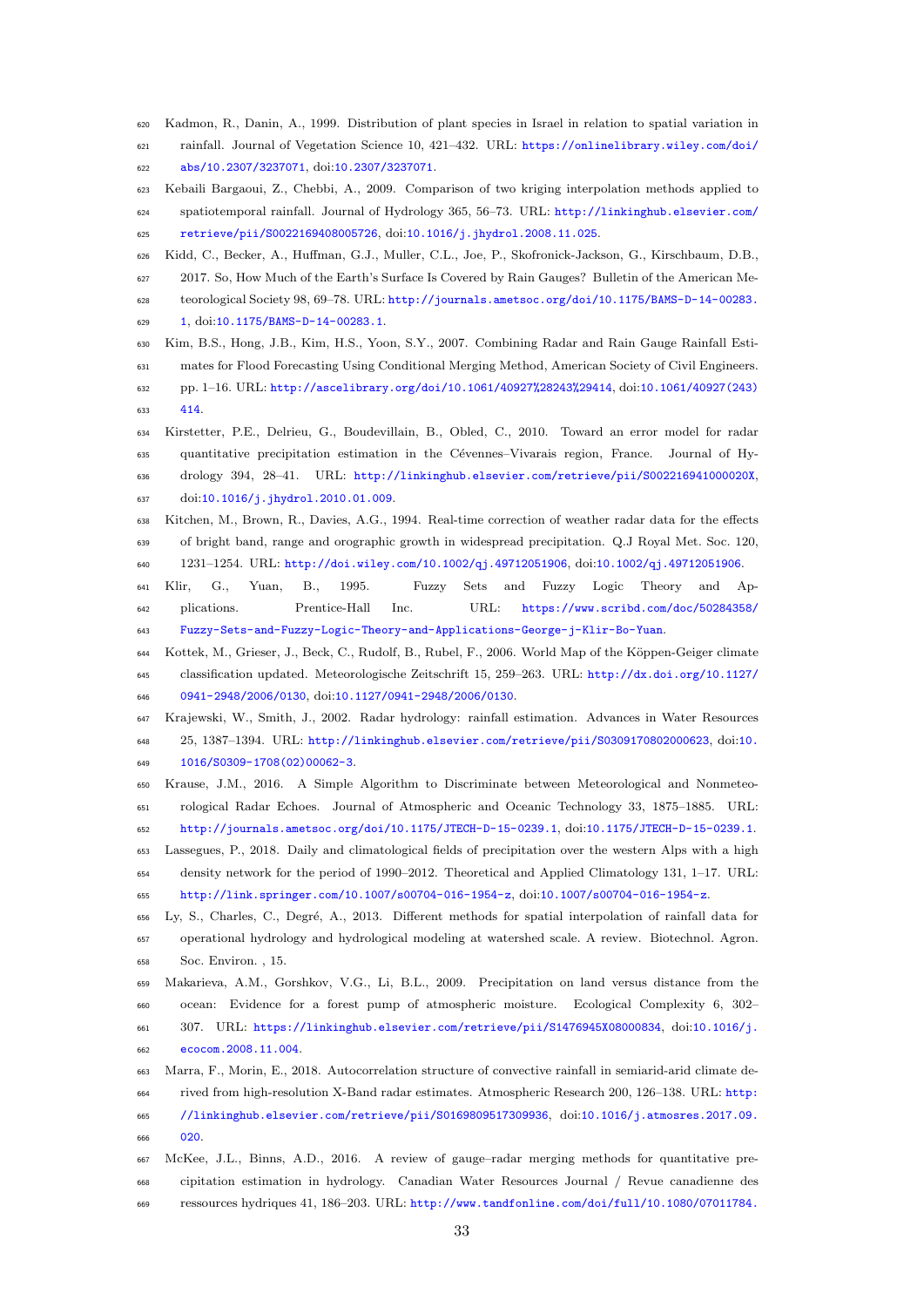Kadmon, R., Danin, A., 1999. Distribution of plant species in Israel in relation to spatial variation in rainfall. Journal of Vegetation Science 10, 421–432. URL: https://onlinelibrary.wiley.com/doi/abs/10.2307/3237071, doi:10.2307/3237071.

Kebaili Bargaoui, Z., Chebbi, A., 2009. Comparison of two kriging interpolation methods applied to spatiotemporal rainfall. Journal of Hydrology 365, 56–73. URL: http://linkinghub.elsevier.com/retrieve/pii/S0022169408005726, doi:10.1016/j.jhydrol.2008.11.025.

Kidd, C., Becker, A., Huffman, G.J., Muller, C.L., Joe, P., Skofronick-Jackson, G., Kirschbaum, D.B., 2017. So, How Much of the Earth's Surface Is Covered by Rain Gauges? Bulletin of the American Meteorological Society 98, 69–78. URL: http://journals.ametsoc.org/doi/10.1175/BAMS-D-14-00283.1, doi:10.1175/BAMS-D-14-00283.1.

Kim, B.S., Hong, J.B., Kim, H.S., Yoon, S.Y., 2007. Combining Radar and Rain Gauge Rainfall Estimates for Flood Forecasting Using Conditional Merging Method, American Society of Civil Engineers. pp. 1–16. URL: http://ascelibrary.org/doi/10.1061/40927%28243%29414, doi:10.1061/40927(243)414.

Kirstetter, P.E., Delrieu, G., Boudevillain, B., Obled, C., 2010. Toward an error model for radar quantitative precipitation estimation in the Cévennes–Vivarais region, France. Journal of Hydrology 394, 28–41. URL: http://linkinghub.elsevier.com/retrieve/pii/S002216941000020X, doi:10.1016/j.jhydrol.2010.01.009.

Kitchen, M., Brown, R., Davies, A.G., 1994. Real-time correction of weather radar data for the effects of bright band, range and orographic growth in widespread precipitation. Q.J Royal Met. Soc. 120, 1231–1254. URL: http://doi.wiley.com/10.1002/qj.49712051906, doi:10.1002/qj.49712051906.

Klir, G., Yuan, B., 1995. Fuzzy Sets and Fuzzy Logic Theory and Applications. Prentice-Hall Inc. URL: https://www.scribd.com/doc/50284358/Fuzzy-Sets-and-Fuzzy-Logic-Theory-and-Applications-George-j-Klir-Bo-Yuan.

Kottek, M., Grieser, J., Beck, C., Rudolf, B., Rubel, F., 2006. World Map of the Köppen-Geiger climate classification updated. Meteorologische Zeitschrift 15, 259–263. URL: http://dx.doi.org/10.1127/0941-2948/2006/0130, doi:10.1127/0941-2948/2006/0130.

Krajewski, W., Smith, J., 2002. Radar hydrology: rainfall estimation. Advances in Water Resources 25, 1387–1394. URL: http://linkinghub.elsevier.com/retrieve/pii/S0309170802000623, doi:10.1016/S0309-1708(02)00062-3.

Krause, J.M., 2016. A Simple Algorithm to Discriminate between Meteorological and Nonmeteorological Radar Echoes. Journal of Atmospheric and Oceanic Technology 33, 1875–1885. URL: http://journals.ametsoc.org/doi/10.1175/JTECH-D-15-0239.1, doi:10.1175/JTECH-D-15-0239.1.

Lassegues, P., 2018. Daily and climatological fields of precipitation over the western Alps with a high density network for the period of 1990–2012. Theoretical and Applied Climatology 131, 1–17. URL: http://link.springer.com/10.1007/s00704-016-1954-z, doi:10.1007/s00704-016-1954-z.

Ly, S., Charles, C., Degré, A., 2013. Different methods for spatial interpolation of rainfall data for operational hydrology and hydrological modeling at watershed scale. A review. Biotechnol. Agron. Soc. Environ. , 15.

Makarieva, A.M., Gorshkov, V.G., Li, B.L., 2009. Precipitation on land versus distance from the ocean: Evidence for a forest pump of atmospheric moisture. Ecological Complexity 6, 302–307. URL: https://linkinghub.elsevier.com/retrieve/pii/S1476945X08000834, doi:10.1016/j.ecocom.2008.11.004.

Marra, F., Morin, E., 2018. Autocorrelation structure of convective rainfall in semiarid-arid climate derived from high-resolution X-Band radar estimates. Atmospheric Research 200, 126–138. URL: http://linkinghub.elsevier.com/retrieve/pii/S0169809517309936, doi:10.1016/j.atmosres.2017.09.020.

McKee, J.L., Binns, A.D., 2016. A review of gauge–radar merging methods for quantitative precipitation estimation in hydrology. Canadian Water Resources Journal / Revue canadienne des ressources hydriques 41, 186–203. URL: http://www.tandfonline.com/doi/full/10.1080/07011784.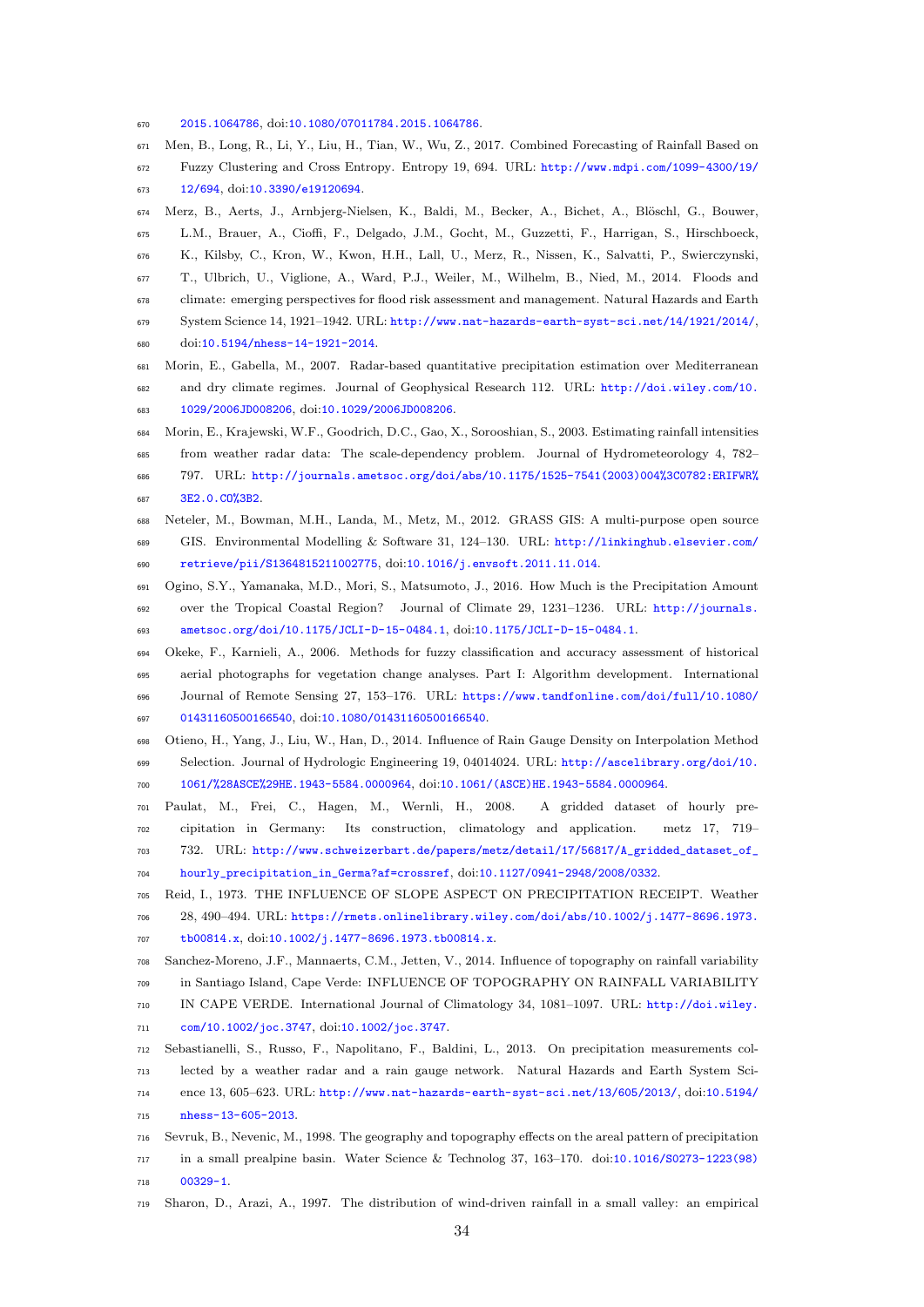2015.1064786, doi:10.1080/07011784.2015.1064786.

Men, B., Long, R., Li, Y., Liu, H., Tian, W., Wu, Z., 2017. Combined Forecasting of Rainfall Based on Fuzzy Clustering and Cross Entropy. Entropy 19, 694. URL: http://www.mdpi.com/1099-4300/19/12/694, doi:10.3390/e19120694.

Merz, B., Aerts, J., Arnbjerg-Nielsen, K., Baldi, M., Becker, A., Bichet, A., Blöschl, G., Bouwer, L.M., Brauer, A., Cioffi, F., Delgado, J.M., Gocht, M., Guzzetti, F., Harrigan, S., Hirschboeck, K., Kilsby, C., Kron, W., Kwon, H.H., Lall, U., Merz, R., Nissen, K., Salvatti, P., Swierczynski, T., Ulbrich, U., Viglione, A., Ward, P.J., Weiler, M., Wilhelm, B., Nied, M., 2014. Floods and climate: emerging perspectives for flood risk assessment and management. Natural Hazards and Earth System Science 14, 1921–1942. URL: http://www.nat-hazards-earth-syst-sci.net/14/1921/2014/, doi:10.5194/nhess-14-1921-2014.

Morin, E., Gabella, M., 2007. Radar-based quantitative precipitation estimation over Mediterranean and dry climate regimes. Journal of Geophysical Research 112. URL: http://doi.wiley.com/10.1029/2006JD008206, doi:10.1029/2006JD008206.

Morin, E., Krajewski, W.F., Goodrich, D.C., Gao, X., Sorooshian, S., 2003. Estimating rainfall intensities from weather radar data: The scale-dependency problem. Journal of Hydrometeorology 4, 782–797. URL: http://journals.ametsoc.org/doi/abs/10.1175/1525-7541(2003)004%3C0782:ERIFWR%3E2.0.CO%3B2.

Neteler, M., Bowman, M.H., Landa, M., Metz, M., 2012. GRASS GIS: A multi-purpose open source GIS. Environmental Modelling & Software 31, 124–130. URL: http://linkinghub.elsevier.com/retrieve/pii/S1364815211002775, doi:10.1016/j.envsoft.2011.11.014.

Ogino, S.Y., Yamanaka, M.D., Mori, S., Matsumoto, J., 2016. How Much is the Precipitation Amount over the Tropical Coastal Region? Journal of Climate 29, 1231–1236. URL: http://journals.ametsoc.org/doi/10.1175/JCLI-D-15-0484.1, doi:10.1175/JCLI-D-15-0484.1.

Okeke, F., Karnieli, A., 2006. Methods for fuzzy classification and accuracy assessment of historical aerial photographs for vegetation change analyses. Part I: Algorithm development. International Journal of Remote Sensing 27, 153–176. URL: https://www.tandfonline.com/doi/full/10.1080/01431160500166540, doi:10.1080/01431160500166540.

Otieno, H., Yang, J., Liu, W., Han, D., 2014. Influence of Rain Gauge Density on Interpolation Method Selection. Journal of Hydrologic Engineering 19, 04014024. URL: http://ascelibrary.org/doi/10.1061/%28ASCE%29HE.1943-5584.0000964, doi:10.1061/(ASCE)HE.1943-5584.0000964.

Paulat, M., Frei, C., Hagen, M., Wernli, H., 2008. A gridded dataset of hourly precipitation in Germany: Its construction, climatology and application. metz 17, 719–732. URL: http://www.schweizerbart.de/papers/metz/detail/17/56817/A_gridded_dataset_of_hourly_precipitation_in_Germa?af=crossref, doi:10.1127/0941-2948/2008/0332.

Reid, I., 1973. THE INFLUENCE OF SLOPE ASPECT ON PRECIPITATION RECEIPT. Weather 28, 490–494. URL: https://rmets.onlinelibrary.wiley.com/doi/abs/10.1002/j.1477-8696.1973.tb00814.x, doi:10.1002/j.1477-8696.1973.tb00814.x.

Sanchez-Moreno, J.F., Mannaerts, C.M., Jetten, V., 2014. Influence of topography on rainfall variability in Santiago Island, Cape Verde: INFLUENCE OF TOPOGRAPHY ON RAINFALL VARIABILITY IN CAPE VERDE. International Journal of Climatology 34, 1081–1097. URL: http://doi.wiley.com/10.1002/joc.3747, doi:10.1002/joc.3747.

Sebastianelli, S., Russo, F., Napolitano, F., Baldini, L., 2013. On precipitation measurements collected by a weather radar and a rain gauge network. Natural Hazards and Earth System Science 13, 605–623. URL: http://www.nat-hazards-earth-syst-sci.net/13/605/2013/, doi:10.5194/nhess-13-605-2013.

Sevruk, B., Nevenic, M., 1998. The geography and topography effects on the areal pattern of precipitation in a small prealpine basin. Water Science & Technolog 37, 163–170. doi:10.1016/S0273-1223(98)00329-1.

Sharon, D., Arazi, A., 1997. The distribution of wind-driven rainfall in a small valley: an empirical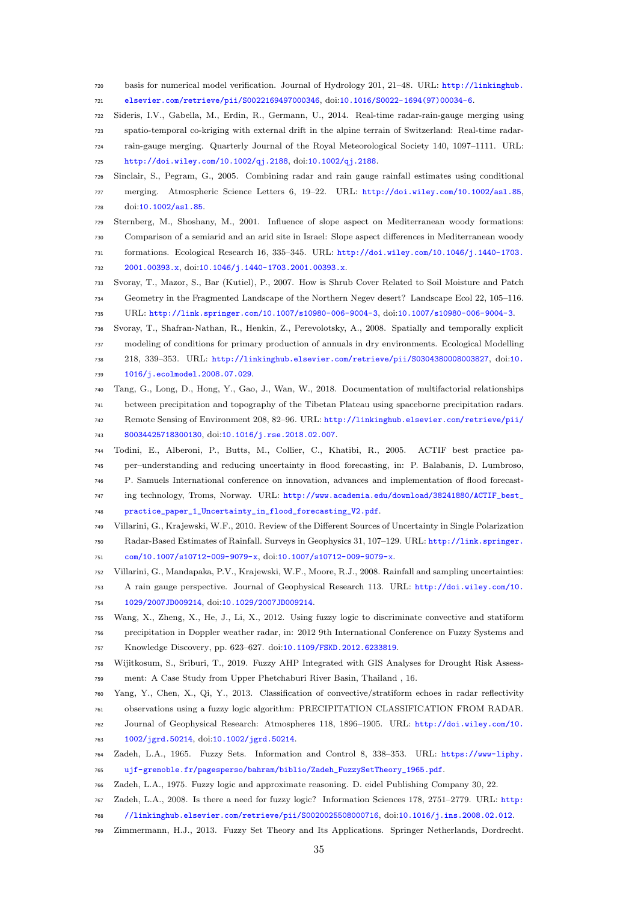basis for numerical model verification. Journal of Hydrology 201, 21–48. URL: http://linkinghub.elsevier.com/retrieve/pii/S0022169497000346, doi:10.1016/S0022-1694(97)00034-6.

Sideris, I.V., Gabella, M., Erdin, R., Germann, U., 2014. Real-time radar-rain-gauge merging using spatio-temporal co-kriging with external drift in the alpine terrain of Switzerland: Real-time radar-rain-gauge merging. Quarterly Journal of the Royal Meteorological Society 140, 1097–1111. URL: http://doi.wiley.com/10.1002/qj.2188, doi:10.1002/qj.2188.

Sinclair, S., Pegram, G., 2005. Combining radar and rain gauge rainfall estimates using conditional merging. Atmospheric Science Letters 6, 19–22. URL: http://doi.wiley.com/10.1002/asl.85, doi:10.1002/asl.85.

Sternberg, M., Shoshany, M., 2001. Influence of slope aspect on Mediterranean woody formations: Comparison of a semiarid and an arid site in Israel: Slope aspect differences in Mediterranean woody formations. Ecological Research 16, 335–345. URL: http://doi.wiley.com/10.1046/j.1440-1703.2001.00393.x, doi:10.1046/j.1440-1703.2001.00393.x.

Svoray, T., Mazor, S., Bar (Kutiel), P., 2007. How is Shrub Cover Related to Soil Moisture and Patch Geometry in the Fragmented Landscape of the Northern Negev desert? Landscape Ecol 22, 105–116. URL: http://link.springer.com/10.1007/s10980-006-9004-3, doi:10.1007/s10980-006-9004-3.

Svoray, T., Shafran-Nathan, R., Henkin, Z., Perevolotsky, A., 2008. Spatially and temporally explicit modeling of conditions for primary production of annuals in dry environments. Ecological Modelling 218, 339–353. URL: http://linkinghub.elsevier.com/retrieve/pii/S0304380008003827, doi:10.1016/j.ecolmodel.2008.07.029.

Tang, G., Long, D., Hong, Y., Gao, J., Wan, W., 2018. Documentation of multifactorial relationships between precipitation and topography of the Tibetan Plateau using spaceborne precipitation radars. Remote Sensing of Environment 208, 82–96. URL: http://linkinghub.elsevier.com/retrieve/pii/S0034425718300130, doi:10.1016/j.rse.2018.02.007.

Todini, E., Alberoni, P., Butts, M., Collier, C., Khatibi, R., 2005. ACTIF best practice paper–understanding and reducing uncertainty in flood forecasting, in: P. Balabanis, D. Lumbroso, P. Samuels International conference on innovation, advances and implementation of flood forecasting technology, Troms, Norway. URL: http://www.academia.edu/download/38241880/ACTIF_best_practice_paper_1_Uncertainty_in_flood_forecasting_V2.pdf.

Villarini, G., Krajewski, W.F., 2010. Review of the Different Sources of Uncertainty in Single Polarization Radar-Based Estimates of Rainfall. Surveys in Geophysics 31, 107–129. URL: http://link.springer.com/10.1007/s10712-009-9079-x, doi:10.1007/s10712-009-9079-x.

Villarini, G., Mandapaka, P.V., Krajewski, W.F., Moore, R.J., 2008. Rainfall and sampling uncertainties: A rain gauge perspective. Journal of Geophysical Research 113. URL: http://doi.wiley.com/10.1029/2007JD009214, doi:10.1029/2007JD009214.

Wang, X., Zheng, X., He, J., Li, X., 2012. Using fuzzy logic to discriminate convective and statiform precipitation in Doppler weather radar, in: 2012 9th International Conference on Fuzzy Systems and Knowledge Discovery, pp. 623–627. doi:10.1109/FSKD.2012.6233819.

Wijitkosum, S., Sriburi, T., 2019. Fuzzy AHP Integrated with GIS Analyses for Drought Risk Assessment: A Case Study from Upper Phetchaburi River Basin, Thailand , 16.

Yang, Y., Chen, X., Qi, Y., 2013. Classification of convective/stratiform echoes in radar reflectivity observations using a fuzzy logic algorithm: PRECIPITATION CLASSIFICATION FROM RADAR. Journal of Geophysical Research: Atmospheres 118, 1896–1905. URL: http://doi.wiley.com/10.1002/jgrd.50214, doi:10.1002/jgrd.50214.

Zadeh, L.A., 1965. Fuzzy Sets. Information and Control 8, 338–353. URL: https://www-liphy.ujf-grenoble.fr/pagesperso/bahram/biblio/Zadeh_FuzzySetTheory_1965.pdf.

Zadeh, L.A., 1975. Fuzzy logic and approximate reasoning. D. eidel Publishing Company 30, 22.

Zadeh, L.A., 2008. Is there a need for fuzzy logic? Information Sciences 178, 2751–2779. URL: http://linkinghub.elsevier.com/retrieve/pii/S0020025508000716, doi:10.1016/j.ins.2008.02.012.

Zimmermann, H.J., 2013. Fuzzy Set Theory and Its Applications. Springer Netherlands, Dordrecht.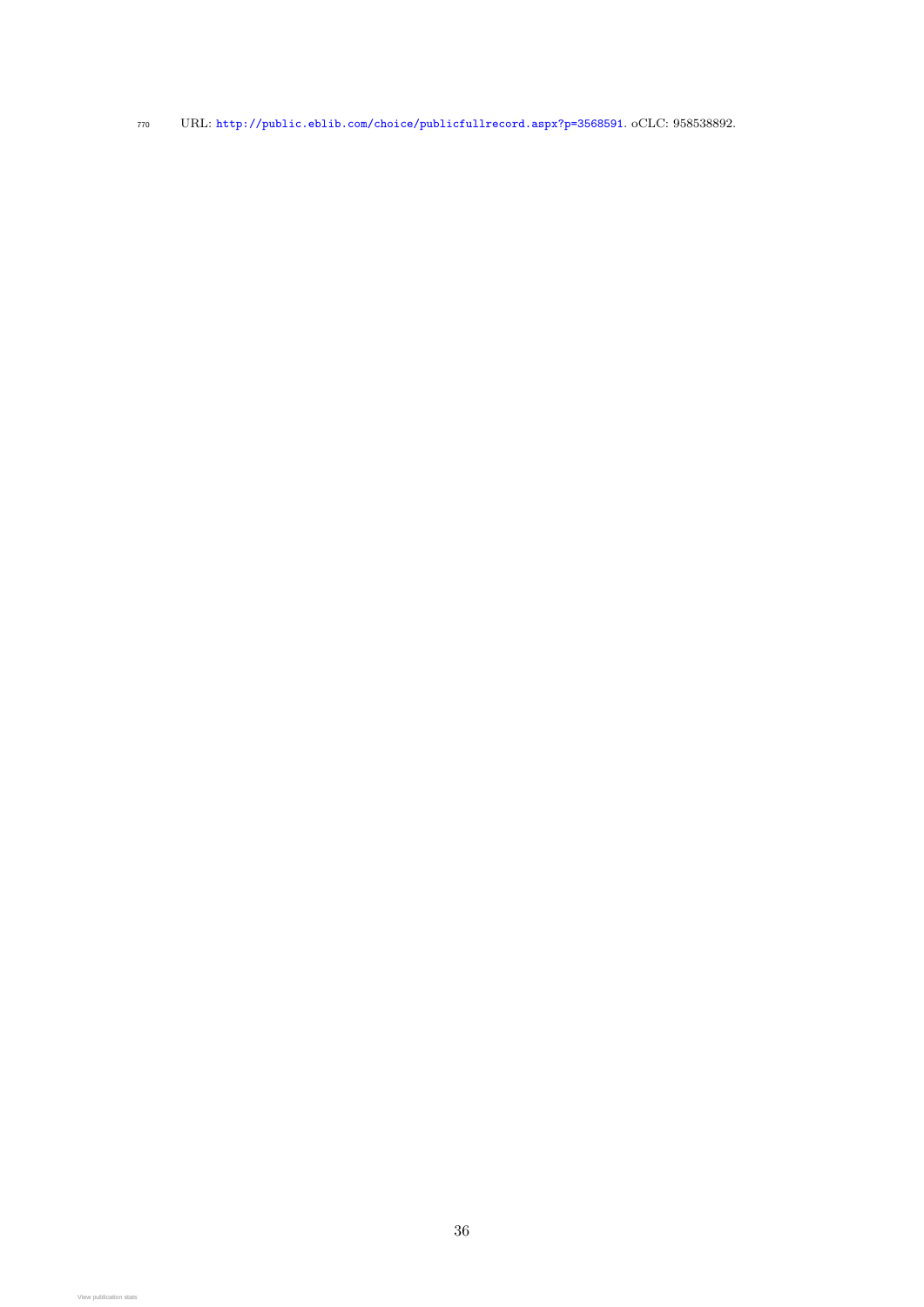URL: http://public.eblib.com/choice/publicfullrecord.aspx?p=3568591. oCLC: 958538892.